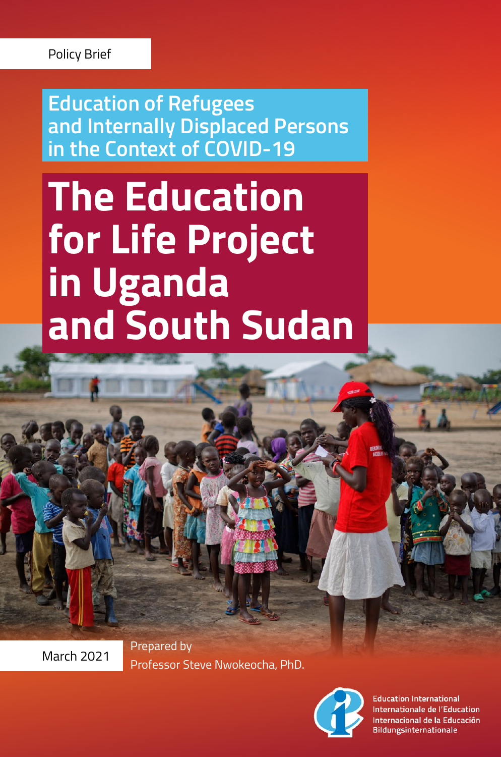Policy Brief

## Education of Refugees and Internally Displaced Persons in the Context of COVID-19

# The Education for Life Project in Uganda and South Sudan

March 2021

Prepared by
Professor Steve Nwokeocha, PhD.

Education International
Internationale de l'Education
Internacional de la Educación
Bildungsinternationale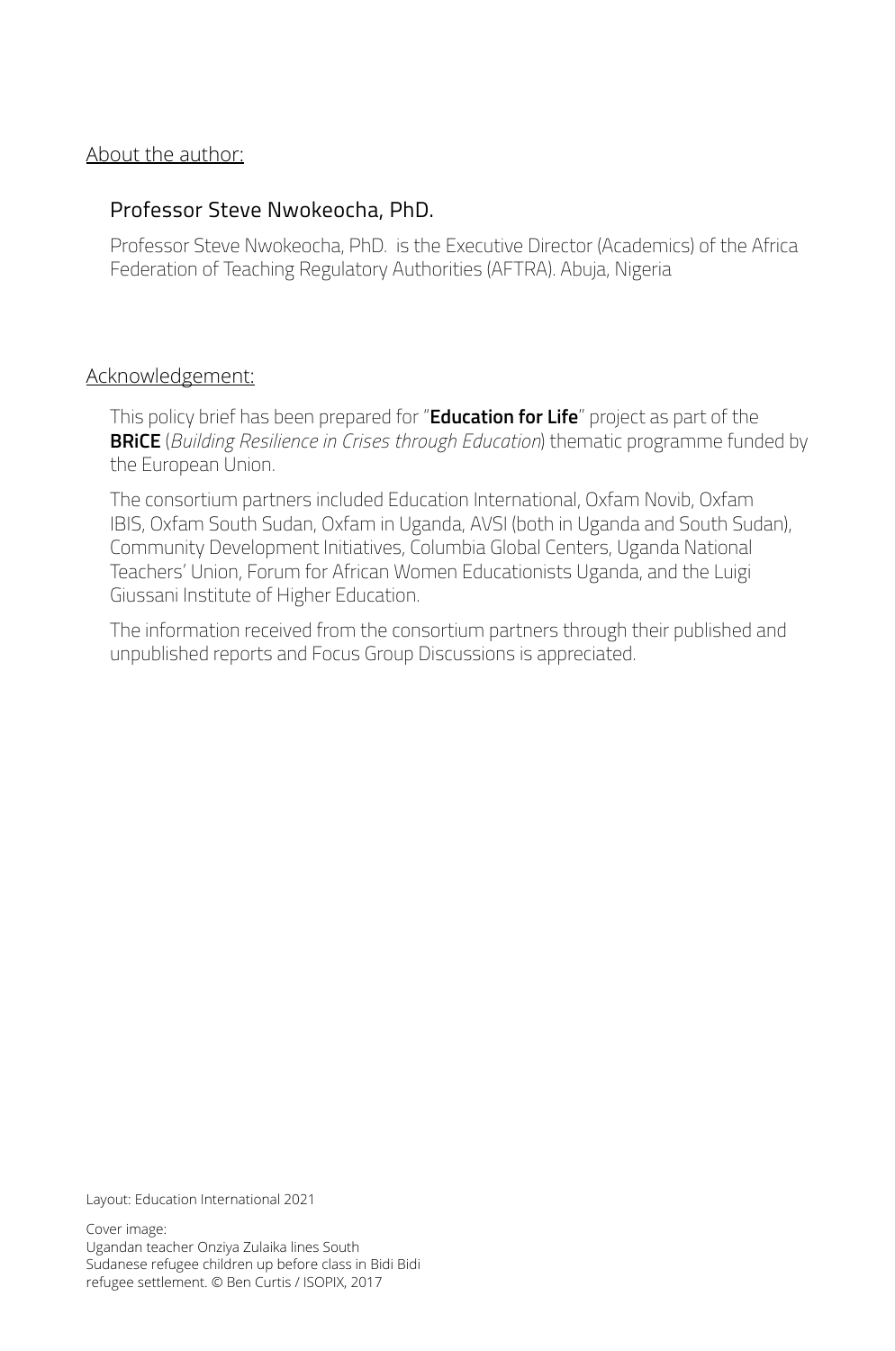About the author:

### Professor Steve Nwokeocha, PhD.

Professor Steve Nwokeocha, PhD. is the Executive Director (Academics) of the Africa Federation of Teaching Regulatory Authorities (AFTRA). Abuja, Nigeria

Acknowledgement:

This policy brief has been prepared for "**Education for Life**" project as part of the **BRiCE** (*Building Resilience in Crises through Education*) thematic programme funded by the European Union.

The consortium partners included Education International, Oxfam Novib, Oxfam IBIS, Oxfam South Sudan, Oxfam in Uganda, AVSI (both in Uganda and South Sudan), Community Development Initiatives, Columbia Global Centers, Uganda National Teachers' Union, Forum for African Women Educationists Uganda, and the Luigi Giussani Institute of Higher Education.

The information received from the consortium partners through their published and unpublished reports and Focus Group Discussions is appreciated.

Layout: Education International 2021

Cover image:
Ugandan teacher Onziya Zulaika lines South Sudanese refugee children up before class in Bidi Bidi refugee settlement. © Ben Curtis / ISOPIX, 2017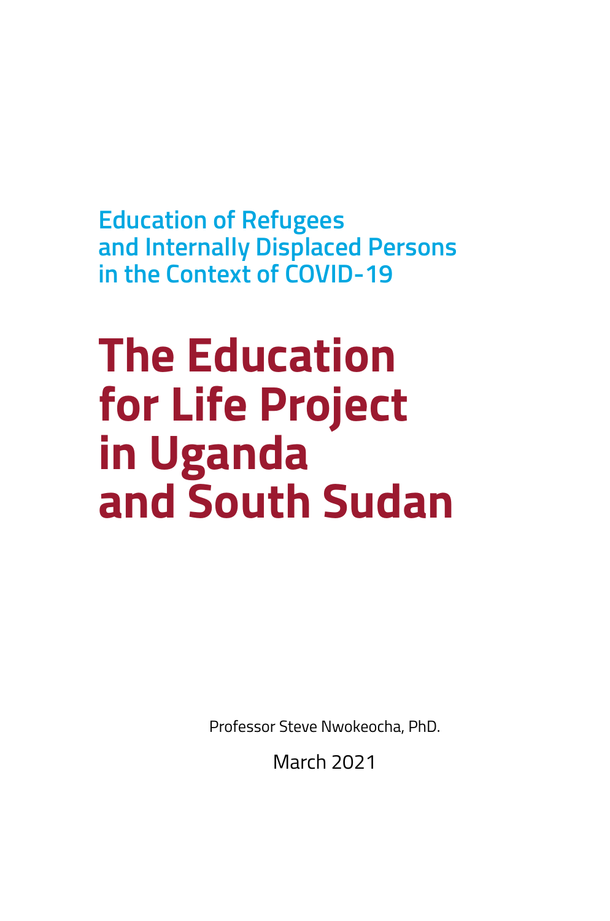## Education of Refugees and Internally Displaced Persons in the Context of COVID-19

# The Education for Life Project in Uganda and South Sudan

Professor Steve Nwokeocha, PhD.

March 2021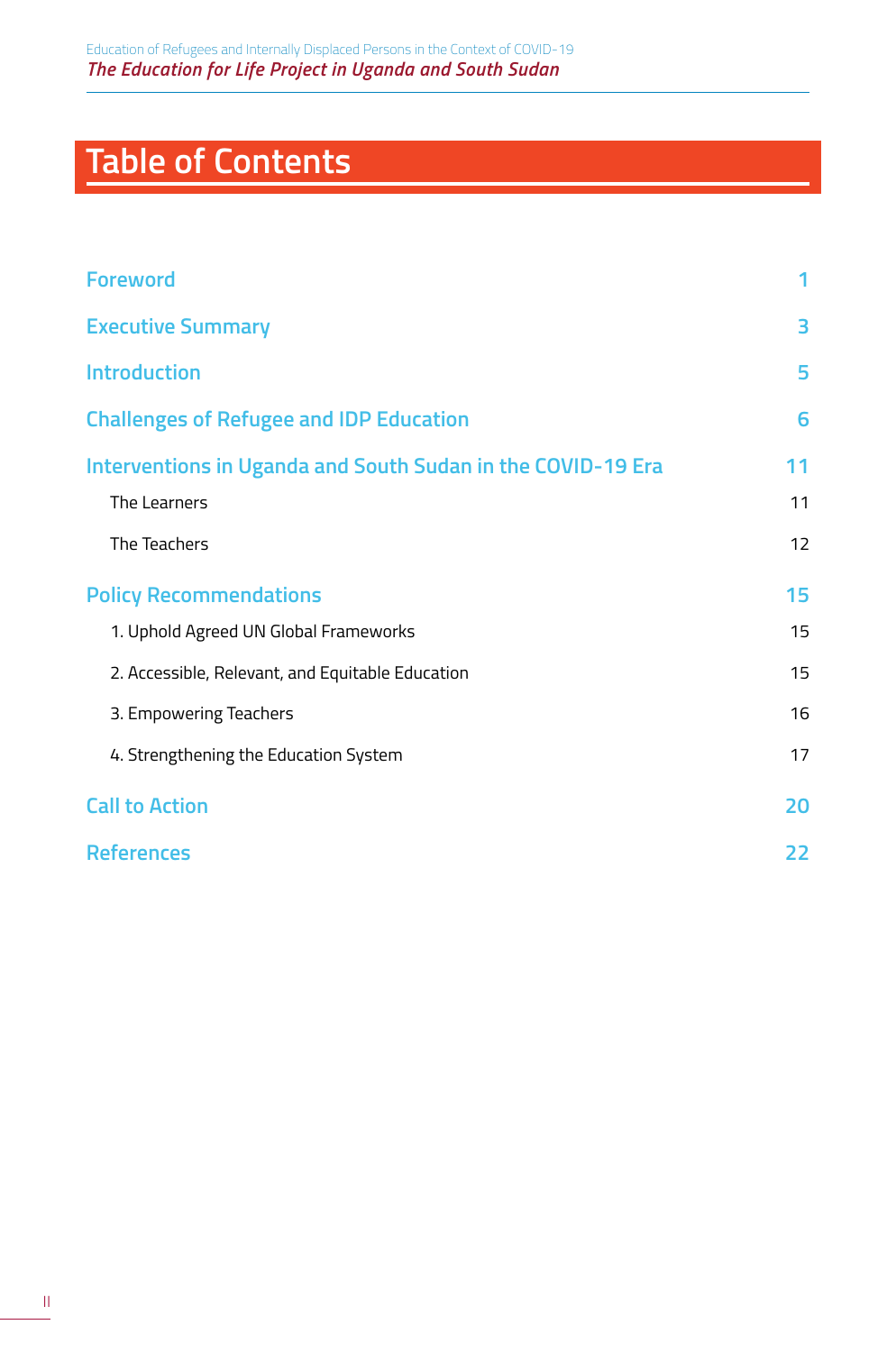# Table of Contents

| | |
|---|---|
| **Foreword** | **1** |
| **Executive Summary** | **3** |
| **Introduction** | **5** |
| **Challenges of Refugee and IDP Education** | **6** |
| **Interventions in Uganda and South Sudan in the COVID-19 Era** | **11** |
| The Learners | 11 |
| The Teachers | 12 |
| **Policy Recommendations** | **15** |
| 1. Uphold Agreed UN Global Frameworks | 15 |
| 2. Accessible, Relevant, and Equitable Education | 15 |
| 3. Empowering Teachers | 16 |
| 4. Strengthening the Education System | 17 |
| **Call to Action** | **20** |
| **References** | **22** |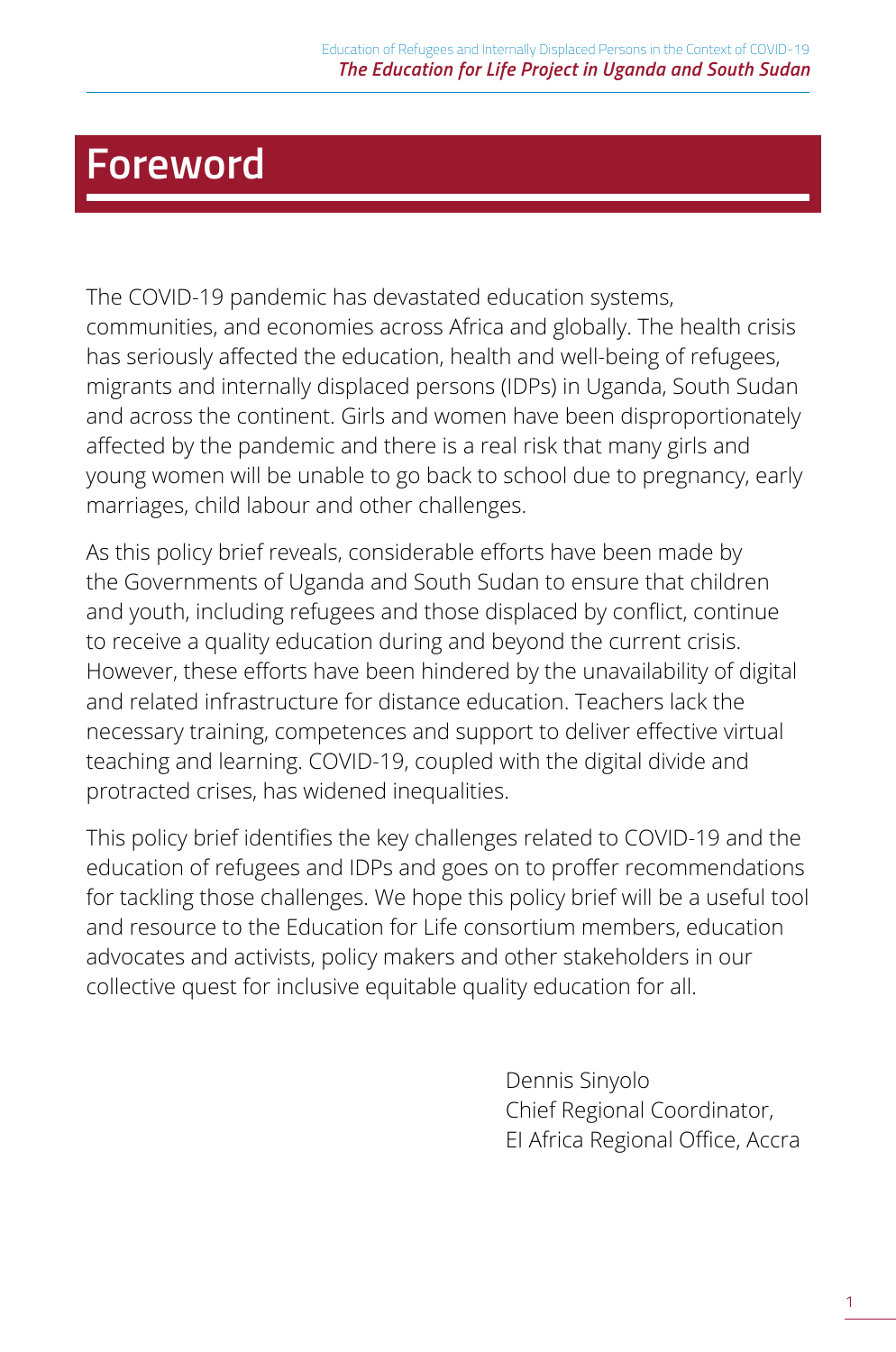# Foreword

The COVID-19 pandemic has devastated education systems, communities, and economies across Africa and globally. The health crisis has seriously affected the education, health and well-being of refugees, migrants and internally displaced persons (IDPs) in Uganda, South Sudan and across the continent. Girls and women have been disproportionately affected by the pandemic and there is a real risk that many girls and young women will be unable to go back to school due to pregnancy, early marriages, child labour and other challenges.

As this policy brief reveals, considerable efforts have been made by the Governments of Uganda and South Sudan to ensure that children and youth, including refugees and those displaced by conflict, continue to receive a quality education during and beyond the current crisis. However, these efforts have been hindered by the unavailability of digital and related infrastructure for distance education. Teachers lack the necessary training, competences and support to deliver effective virtual teaching and learning. COVID-19, coupled with the digital divide and protracted crises, has widened inequalities.

This policy brief identifies the key challenges related to COVID-19 and the education of refugees and IDPs and goes on to proffer recommendations for tackling those challenges. We hope this policy brief will be a useful tool and resource to the Education for Life consortium members, education advocates and activists, policy makers and other stakeholders in our collective quest for inclusive equitable quality education for all.

Dennis Sinyolo
Chief Regional Coordinator,
EI Africa Regional Office, Accra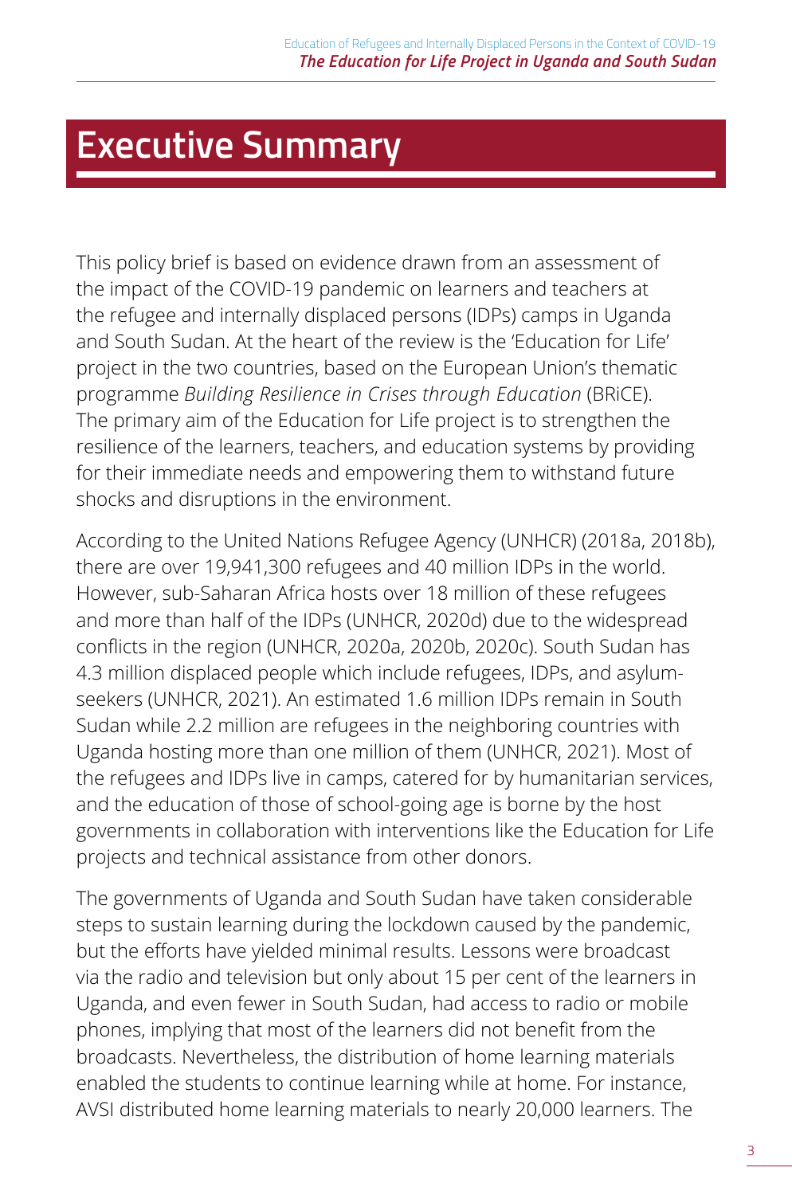# Executive Summary

This policy brief is based on evidence drawn from an assessment of the impact of the COVID-19 pandemic on learners and teachers at the refugee and internally displaced persons (IDPs) camps in Uganda and South Sudan. At the heart of the review is the 'Education for Life' project in the two countries, based on the European Union's thematic programme *Building Resilience in Crises through Education* (BRiCE). The primary aim of the Education for Life project is to strengthen the resilience of the learners, teachers, and education systems by providing for their immediate needs and empowering them to withstand future shocks and disruptions in the environment.

According to the United Nations Refugee Agency (UNHCR) (2018a, 2018b), there are over 19,941,300 refugees and 40 million IDPs in the world. However, sub-Saharan Africa hosts over 18 million of these refugees and more than half of the IDPs (UNHCR, 2020d) due to the widespread conflicts in the region (UNHCR, 2020a, 2020b, 2020c). South Sudan has 4.3 million displaced people which include refugees, IDPs, and asylum-seekers (UNHCR, 2021). An estimated 1.6 million IDPs remain in South Sudan while 2.2 million are refugees in the neighboring countries with Uganda hosting more than one million of them (UNHCR, 2021). Most of the refugees and IDPs live in camps, catered for by humanitarian services, and the education of those of school-going age is borne by the host governments in collaboration with interventions like the Education for Life projects and technical assistance from other donors.

The governments of Uganda and South Sudan have taken considerable steps to sustain learning during the lockdown caused by the pandemic, but the efforts have yielded minimal results. Lessons were broadcast via the radio and television but only about 15 per cent of the learners in Uganda, and even fewer in South Sudan, had access to radio or mobile phones, implying that most of the learners did not benefit from the broadcasts. Nevertheless, the distribution of home learning materials enabled the students to continue learning while at home. For instance, AVSI distributed home learning materials to nearly 20,000 learners. The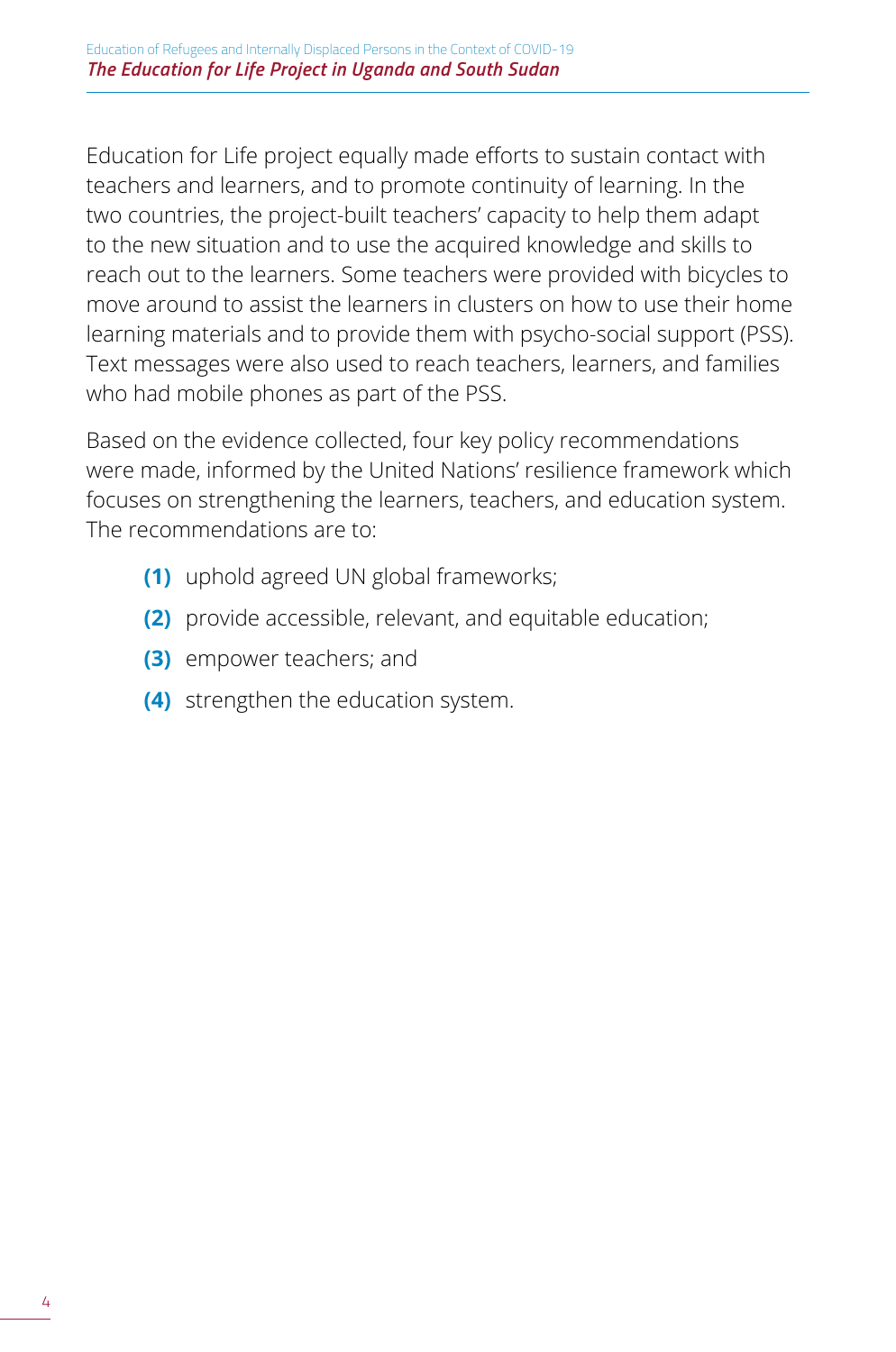Education for Life project equally made efforts to sustain contact with teachers and learners, and to promote continuity of learning. In the two countries, the project-built teachers' capacity to help them adapt to the new situation and to use the acquired knowledge and skills to reach out to the learners. Some teachers were provided with bicycles to move around to assist the learners in clusters on how to use their home learning materials and to provide them with psycho-social support (PSS). Text messages were also used to reach teachers, learners, and families who had mobile phones as part of the PSS.

Based on the evidence collected, four key policy recommendations were made, informed by the United Nations' resilience framework which focuses on strengthening the learners, teachers, and education system. The recommendations are to:

- **(1)** uphold agreed UN global frameworks;
- **(2)** provide accessible, relevant, and equitable education;
- **(3)** empower teachers; and
- **(4)** strengthen the education system.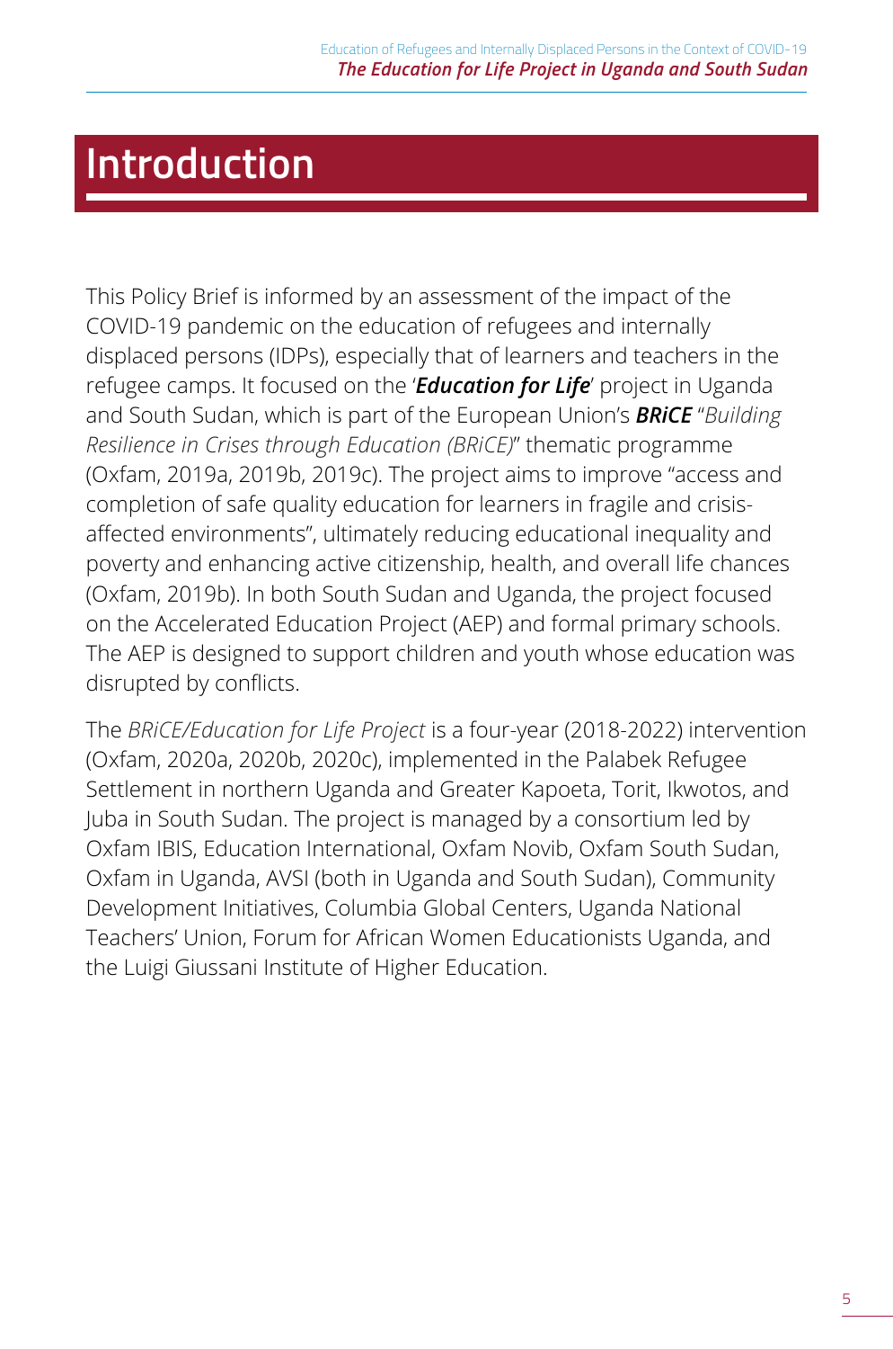# Introduction

This Policy Brief is informed by an assessment of the impact of the COVID-19 pandemic on the education of refugees and internally displaced persons (IDPs), especially that of learners and teachers in the refugee camps. It focused on the '***Education for Life***' project in Uganda and South Sudan, which is part of the European Union's ***BRiCE*** "*Building Resilience in Crises through Education (BRiCE)*" thematic programme (Oxfam, 2019a, 2019b, 2019c). The project aims to improve "access and completion of safe quality education for learners in fragile and crisis-affected environments", ultimately reducing educational inequality and poverty and enhancing active citizenship, health, and overall life chances (Oxfam, 2019b). In both South Sudan and Uganda, the project focused on the Accelerated Education Project (AEP) and formal primary schools. The AEP is designed to support children and youth whose education was disrupted by conflicts.

The *BRiCE/Education for Life Project* is a four-year (2018-2022) intervention (Oxfam, 2020a, 2020b, 2020c), implemented in the Palabek Refugee Settlement in northern Uganda and Greater Kapoeta, Torit, Ikwotos, and Juba in South Sudan. The project is managed by a consortium led by Oxfam IBIS, Education International, Oxfam Novib, Oxfam South Sudan, Oxfam in Uganda, AVSI (both in Uganda and South Sudan), Community Development Initiatives, Columbia Global Centers, Uganda National Teachers' Union, Forum for African Women Educationists Uganda, and the Luigi Giussani Institute of Higher Education.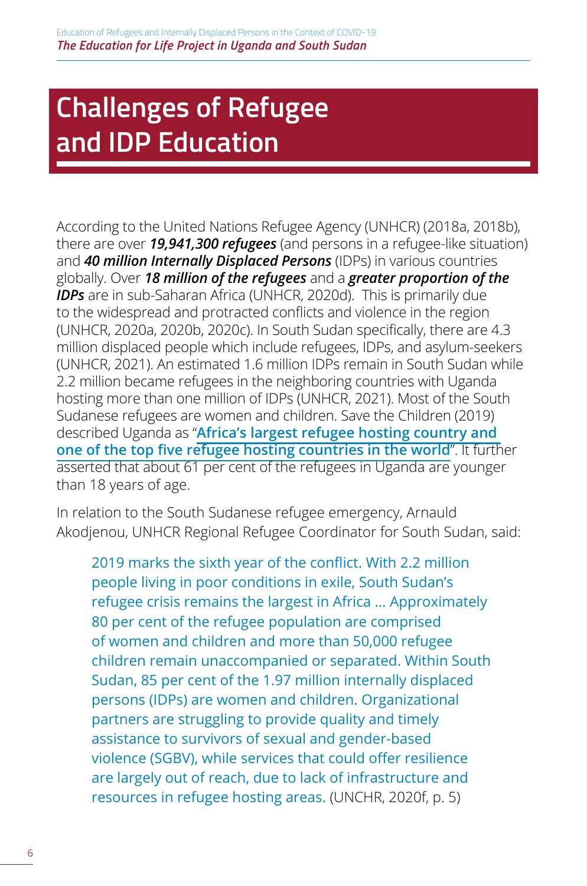# Challenges of Refugee and IDP Education

According to the United Nations Refugee Agency (UNHCR) (2018a, 2018b), there are over ***19,941,300 refugees*** (and persons in a refugee-like situation) and ***40 million Internally Displaced Persons*** (IDPs) in various countries globally. Over ***18 million of the refugees*** and a ***greater proportion of the IDPs*** are in sub-Saharan Africa (UNHCR, 2020d). This is primarily due to the widespread and protracted conflicts and violence in the region (UNHCR, 2020a, 2020b, 2020c). In South Sudan specifically, there are 4.3 million displaced people which include refugees, IDPs, and asylum-seekers (UNHCR, 2021). An estimated 1.6 million IDPs remain in South Sudan while 2.2 million became refugees in the neighboring countries with Uganda hosting more than one million of IDPs (UNHCR, 2021). Most of the South Sudanese refugees are women and children. Save the Children (2019) described Uganda as "**Africa's largest refugee hosting country and one of the top five refugee hosting countries in the world**". It further asserted that about 61 per cent of the refugees in Uganda are younger than 18 years of age.

In relation to the South Sudanese refugee emergency, Arnauld Akodjenou, UNHCR Regional Refugee Coordinator for South Sudan, said:

> 2019 marks the sixth year of the conflict. With 2.2 million people living in poor conditions in exile, South Sudan's refugee crisis remains the largest in Africa ... Approximately 80 per cent of the refugee population are comprised of women and children and more than 50,000 refugee children remain unaccompanied or separated. Within South Sudan, 85 per cent of the 1.97 million internally displaced persons (IDPs) are women and children. Organizational partners are struggling to provide quality and timely assistance to survivors of sexual and gender-based violence (SGBV), while services that could offer resilience are largely out of reach, due to lack of infrastructure and resources in refugee hosting areas. (UNCHR, 2020f, p. 5)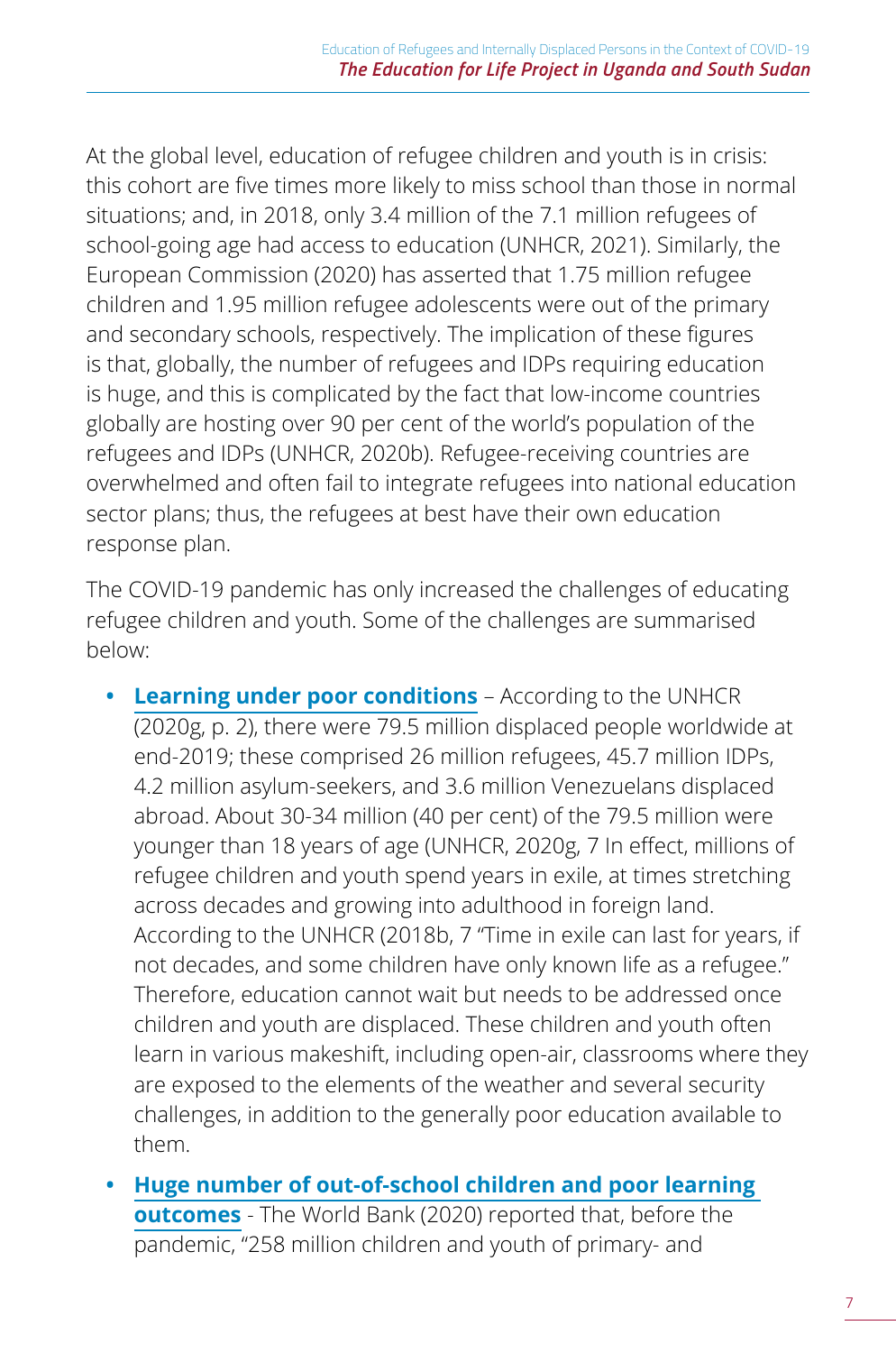At the global level, education of refugee children and youth is in crisis: this cohort are five times more likely to miss school than those in normal situations; and, in 2018, only 3.4 million of the 7.1 million refugees of school-going age had access to education (UNHCR, 2021). Similarly, the European Commission (2020) has asserted that 1.75 million refugee children and 1.95 million refugee adolescents were out of the primary and secondary schools, respectively. The implication of these figures is that, globally, the number of refugees and IDPs requiring education is huge, and this is complicated by the fact that low-income countries globally are hosting over 90 per cent of the world's population of the refugees and IDPs (UNHCR, 2020b). Refugee-receiving countries are overwhelmed and often fail to integrate refugees into national education sector plans; thus, the refugees at best have their own education response plan.

The COVID-19 pandemic has only increased the challenges of educating refugee children and youth. Some of the challenges are summarised below:

- **Learning under poor conditions** – According to the UNHCR (2020g, p. 2), there were 79.5 million displaced people worldwide at end-2019; these comprised 26 million refugees, 45.7 million IDPs, 4.2 million asylum-seekers, and 3.6 million Venezuelans displaced abroad. About 30-34 million (40 per cent) of the 79.5 million were younger than 18 years of age (UNHCR, 2020g, 7 In effect, millions of refugee children and youth spend years in exile, at times stretching across decades and growing into adulthood in foreign land. According to the UNHCR (2018b, 7 "Time in exile can last for years, if not decades, and some children have only known life as a refugee." Therefore, education cannot wait but needs to be addressed once children and youth are displaced. These children and youth often learn in various makeshift, including open-air, classrooms where they are exposed to the elements of the weather and several security challenges, in addition to the generally poor education available to them.
- **Huge number of out-of-school children and poor learning outcomes** - The World Bank (2020) reported that, before the pandemic, "258 million children and youth of primary- and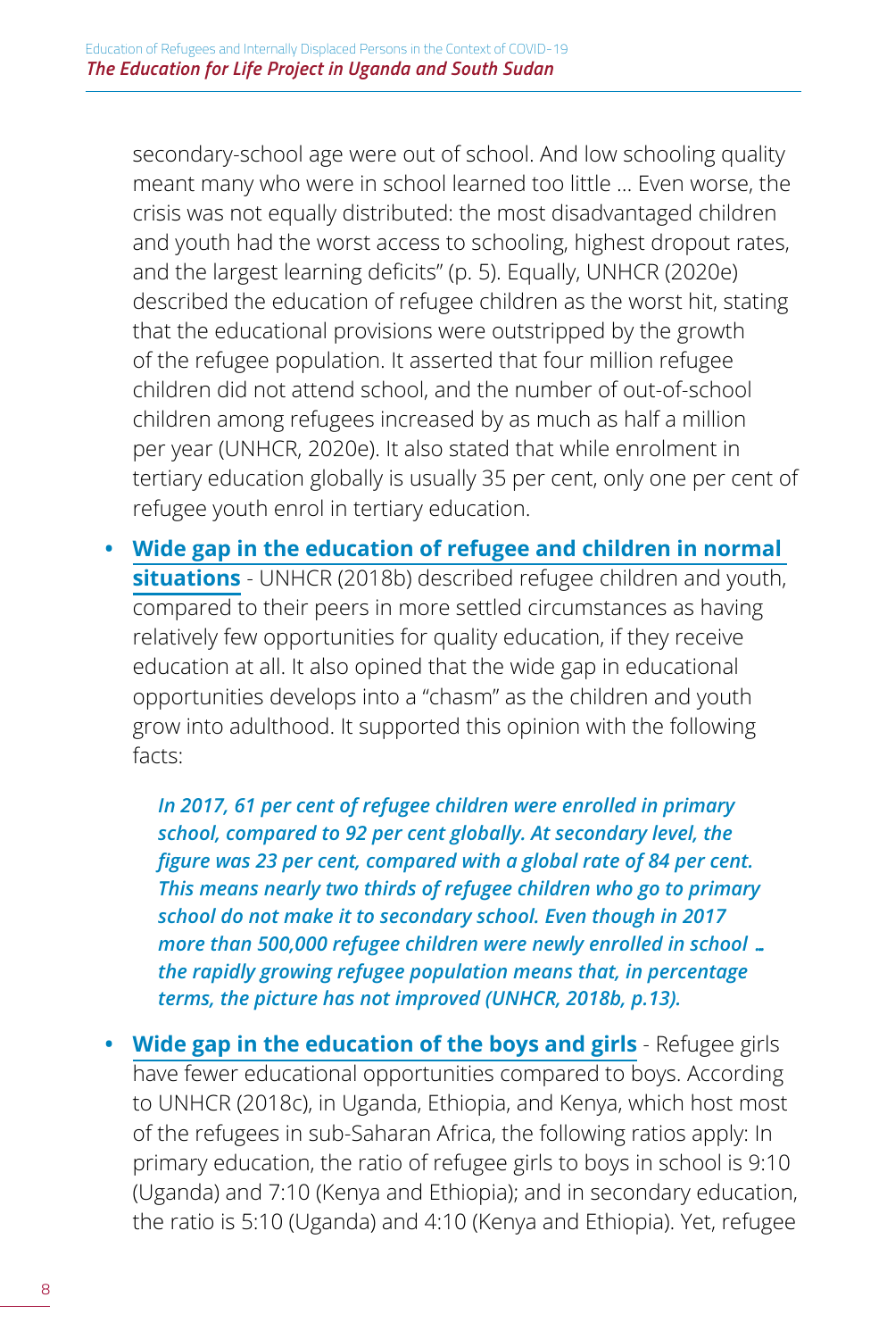secondary-school age were out of school. And low schooling quality meant many who were in school learned too little ... Even worse, the crisis was not equally distributed: the most disadvantaged children and youth had the worst access to schooling, highest dropout rates, and the largest learning deficits" (p. 5). Equally, UNHCR (2020e) described the education of refugee children as the worst hit, stating that the educational provisions were outstripped by the growth of the refugee population. It asserted that four million refugee children did not attend school, and the number of out-of-school children among refugees increased by as much as half a million per year (UNHCR, 2020e). It also stated that while enrolment in tertiary education globally is usually 35 per cent, only one per cent of refugee youth enrol in tertiary education.

- **Wide gap in the education of refugee and children in normal situations** - UNHCR (2018b) described refugee children and youth, compared to their peers in more settled circumstances as having relatively few opportunities for quality education, if they receive education at all. It also opined that the wide gap in educational opportunities develops into a "chasm" as the children and youth grow into adulthood. It supported this opinion with the following facts:

  > ***In 2017, 61 per cent of refugee children were enrolled in primary school, compared to 92 per cent globally. At secondary level, the figure was 23 per cent, compared with a global rate of 84 per cent. This means nearly two thirds of refugee children who go to primary school do not make it to secondary school. Even though in 2017 more than 500,000 refugee children were newly enrolled in school ... the rapidly growing refugee population means that, in percentage terms, the picture has not improved (UNHCR, 2018b, p.13).***

- **Wide gap in the education of the boys and girls** - Refugee girls have fewer educational opportunities compared to boys. According to UNHCR (2018c), in Uganda, Ethiopia, and Kenya, which host most of the refugees in sub-Saharan Africa, the following ratios apply: In primary education, the ratio of refugee girls to boys in school is 9:10 (Uganda) and 7:10 (Kenya and Ethiopia); and in secondary education, the ratio is 5:10 (Uganda) and 4:10 (Kenya and Ethiopia). Yet, refugee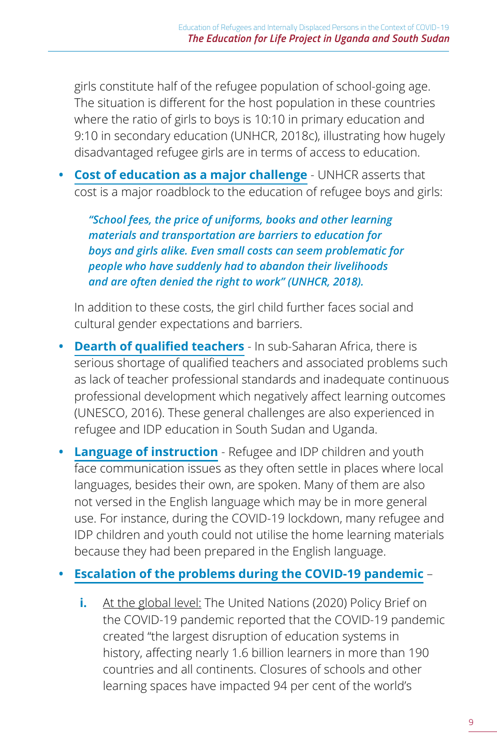girls constitute half of the refugee population of school-going age. The situation is different for the host population in these countries where the ratio of girls to boys is 10:10 in primary education and 9:10 in secondary education (UNHCR, 2018c), illustrating how hugely disadvantaged refugee girls are in terms of access to education.

- **Cost of education as a major challenge** - UNHCR asserts that cost is a major roadblock to the education of refugee boys and girls:

  ***"School fees, the price of uniforms, books and other learning materials and transportation are barriers to education for boys and girls alike. Even small costs can seem problematic for people who have suddenly had to abandon their livelihoods and are often denied the right to work" (UNHCR, 2018).***

  In addition to these costs, the girl child further faces social and cultural gender expectations and barriers.

- **Dearth of qualified teachers** - In sub-Saharan Africa, there is serious shortage of qualified teachers and associated problems such as lack of teacher professional standards and inadequate continuous professional development which negatively affect learning outcomes (UNESCO, 2016). These general challenges are also experienced in refugee and IDP education in South Sudan and Uganda.

- **Language of instruction** - Refugee and IDP children and youth face communication issues as they often settle in places where local languages, besides their own, are spoken. Many of them are also not versed in the English language which may be in more general use. For instance, during the COVID-19 lockdown, many refugee and IDP children and youth could not utilise the home learning materials because they had been prepared in the English language.

- **Escalation of the problems during the COVID-19 pandemic** –

  **i.** At the global level: The United Nations (2020) Policy Brief on the COVID-19 pandemic reported that the COVID-19 pandemic created "the largest disruption of education systems in history, affecting nearly 1.6 billion learners in more than 190 countries and all continents. Closures of schools and other learning spaces have impacted 94 per cent of the world's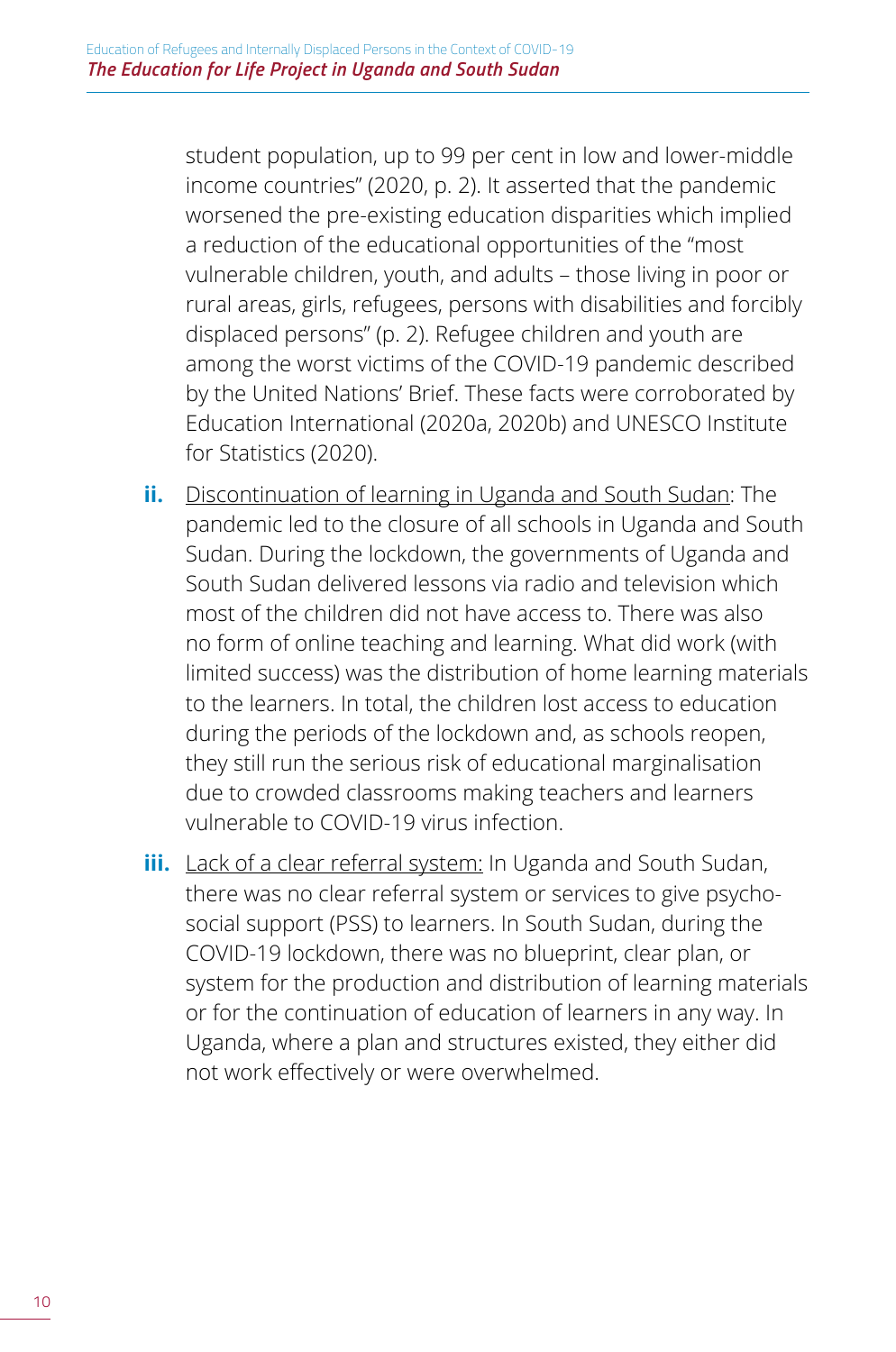student population, up to 99 per cent in low and lower-middle income countries" (2020, p. 2). It asserted that the pandemic worsened the pre-existing education disparities which implied a reduction of the educational opportunities of the "most vulnerable children, youth, and adults – those living in poor or rural areas, girls, refugees, persons with disabilities and forcibly displaced persons" (p. 2). Refugee children and youth are among the worst victims of the COVID-19 pandemic described by the United Nations' Brief. These facts were corroborated by Education International (2020a, 2020b) and UNESCO Institute for Statistics (2020).

**ii.** <u>Discontinuation of learning in Uganda and South Sudan</u>: The pandemic led to the closure of all schools in Uganda and South Sudan. During the lockdown, the governments of Uganda and South Sudan delivered lessons via radio and television which most of the children did not have access to. There was also no form of online teaching and learning. What did work (with limited success) was the distribution of home learning materials to the learners. In total, the children lost access to education during the periods of the lockdown and, as schools reopen, they still run the serious risk of educational marginalisation due to crowded classrooms making teachers and learners vulnerable to COVID-19 virus infection.

**iii.** <u>Lack of a clear referral system:</u> In Uganda and South Sudan, there was no clear referral system or services to give psycho-social support (PSS) to learners. In South Sudan, during the COVID-19 lockdown, there was no blueprint, clear plan, or system for the production and distribution of learning materials or for the continuation of education of learners in any way. In Uganda, where a plan and structures existed, they either did not work effectively or were overwhelmed.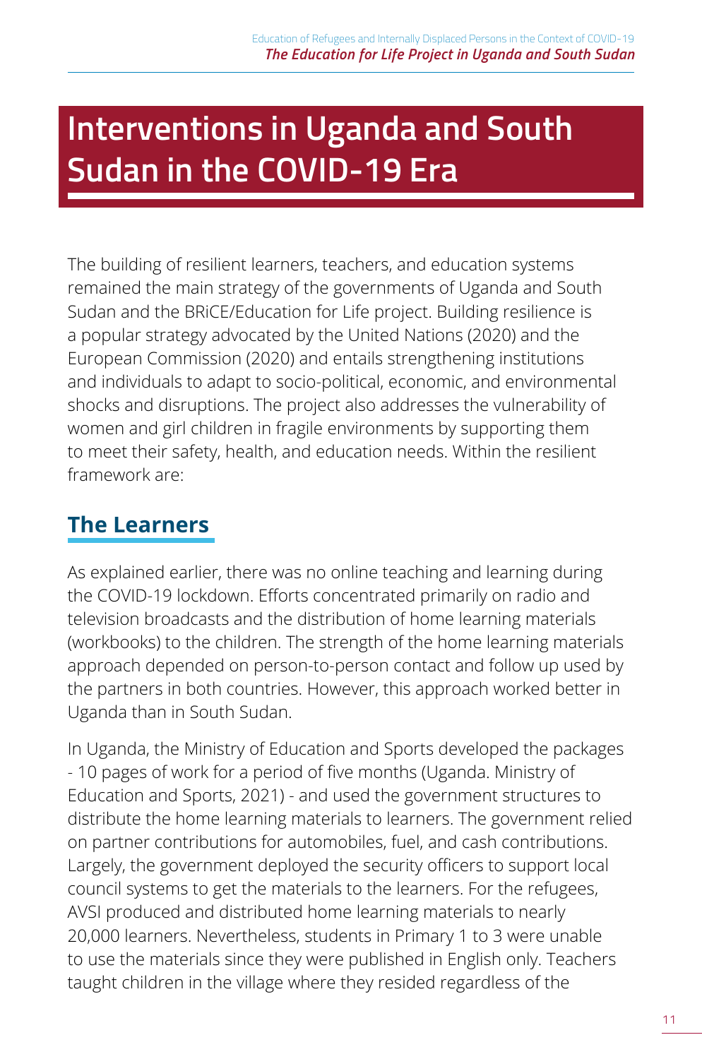# Interventions in Uganda and South Sudan in the COVID-19 Era

The building of resilient learners, teachers, and education systems remained the main strategy of the governments of Uganda and South Sudan and the BRiCE/Education for Life project. Building resilience is a popular strategy advocated by the United Nations (2020) and the European Commission (2020) and entails strengthening institutions and individuals to adapt to socio-political, economic, and environmental shocks and disruptions. The project also addresses the vulnerability of women and girl children in fragile environments by supporting them to meet their safety, health, and education needs. Within the resilient framework are:

## The Learners

As explained earlier, there was no online teaching and learning during the COVID-19 lockdown. Efforts concentrated primarily on radio and television broadcasts and the distribution of home learning materials (workbooks) to the children. The strength of the home learning materials approach depended on person-to-person contact and follow up used by the partners in both countries. However, this approach worked better in Uganda than in South Sudan.

In Uganda, the Ministry of Education and Sports developed the packages - 10 pages of work for a period of five months (Uganda. Ministry of Education and Sports, 2021) - and used the government structures to distribute the home learning materials to learners. The government relied on partner contributions for automobiles, fuel, and cash contributions. Largely, the government deployed the security officers to support local council systems to get the materials to the learners. For the refugees, AVSI produced and distributed home learning materials to nearly 20,000 learners. Nevertheless, students in Primary 1 to 3 were unable to use the materials since they were published in English only. Teachers taught children in the village where they resided regardless of the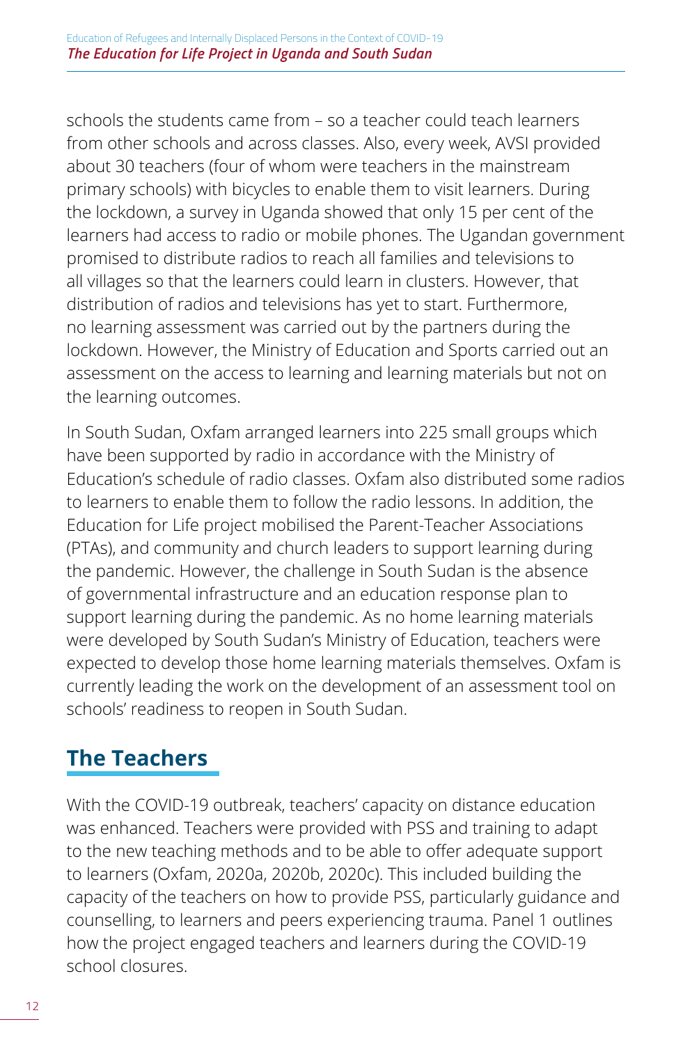schools the students came from – so a teacher could teach learners from other schools and across classes. Also, every week, AVSI provided about 30 teachers (four of whom were teachers in the mainstream primary schools) with bicycles to enable them to visit learners. During the lockdown, a survey in Uganda showed that only 15 per cent of the learners had access to radio or mobile phones. The Ugandan government promised to distribute radios to reach all families and televisions to all villages so that the learners could learn in clusters. However, that distribution of radios and televisions has yet to start. Furthermore, no learning assessment was carried out by the partners during the lockdown. However, the Ministry of Education and Sports carried out an assessment on the access to learning and learning materials but not on the learning outcomes.

In South Sudan, Oxfam arranged learners into 225 small groups which have been supported by radio in accordance with the Ministry of Education's schedule of radio classes. Oxfam also distributed some radios to learners to enable them to follow the radio lessons. In addition, the Education for Life project mobilised the Parent-Teacher Associations (PTAs), and community and church leaders to support learning during the pandemic. However, the challenge in South Sudan is the absence of governmental infrastructure and an education response plan to support learning during the pandemic. As no home learning materials were developed by South Sudan's Ministry of Education, teachers were expected to develop those home learning materials themselves. Oxfam is currently leading the work on the development of an assessment tool on schools' readiness to reopen in South Sudan.

## The Teachers

With the COVID-19 outbreak, teachers' capacity on distance education was enhanced. Teachers were provided with PSS and training to adapt to the new teaching methods and to be able to offer adequate support to learners (Oxfam, 2020a, 2020b, 2020c). This included building the capacity of the teachers on how to provide PSS, particularly guidance and counselling, to learners and peers experiencing trauma. Panel 1 outlines how the project engaged teachers and learners during the COVID-19 school closures.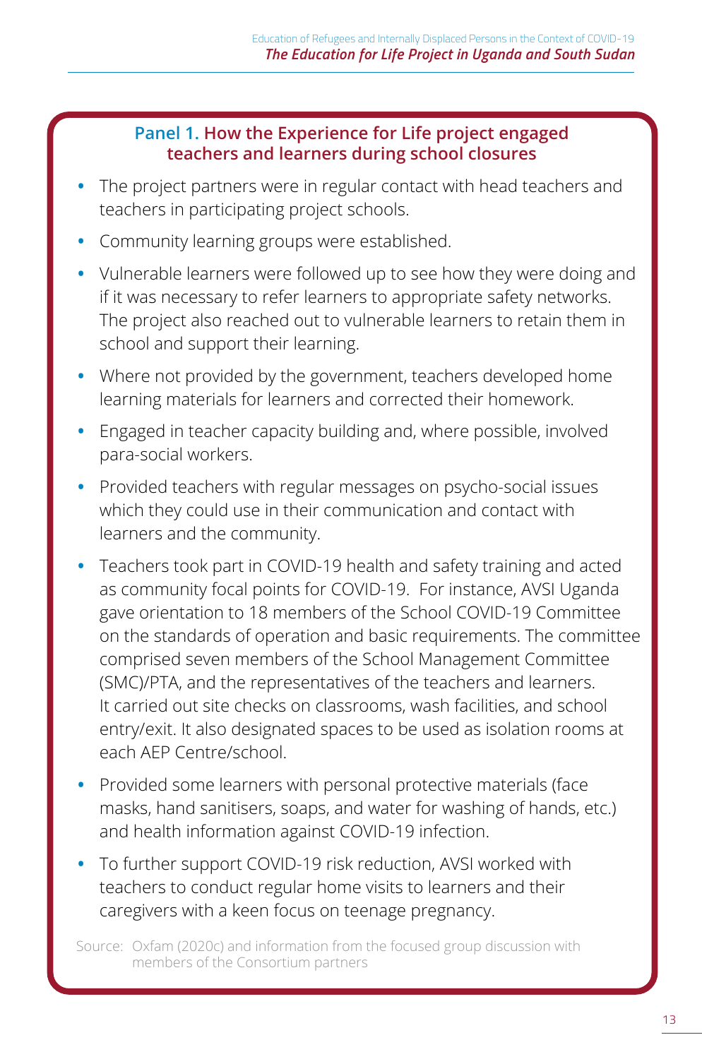### Panel 1. How the Experience for Life project engaged teachers and learners during school closures

- The project partners were in regular contact with head teachers and teachers in participating project schools.
- Community learning groups were established.
- Vulnerable learners were followed up to see how they were doing and if it was necessary to refer learners to appropriate safety networks. The project also reached out to vulnerable learners to retain them in school and support their learning.
- Where not provided by the government, teachers developed home learning materials for learners and corrected their homework.
- Engaged in teacher capacity building and, where possible, involved para-social workers.
- Provided teachers with regular messages on psycho-social issues which they could use in their communication and contact with learners and the community.
- Teachers took part in COVID-19 health and safety training and acted as community focal points for COVID-19. For instance, AVSI Uganda gave orientation to 18 members of the School COVID-19 Committee on the standards of operation and basic requirements. The committee comprised seven members of the School Management Committee (SMC)/PTA, and the representatives of the teachers and learners. It carried out site checks on classrooms, wash facilities, and school entry/exit. It also designated spaces to be used as isolation rooms at each AEP Centre/school.
- Provided some learners with personal protective materials (face masks, hand sanitisers, soaps, and water for washing of hands, etc.) and health information against COVID-19 infection.
- To further support COVID-19 risk reduction, AVSI worked with teachers to conduct regular home visits to learners and their caregivers with a keen focus on teenage pregnancy.

Source: Oxfam (2020c) and information from the focused group discussion with members of the Consortium partners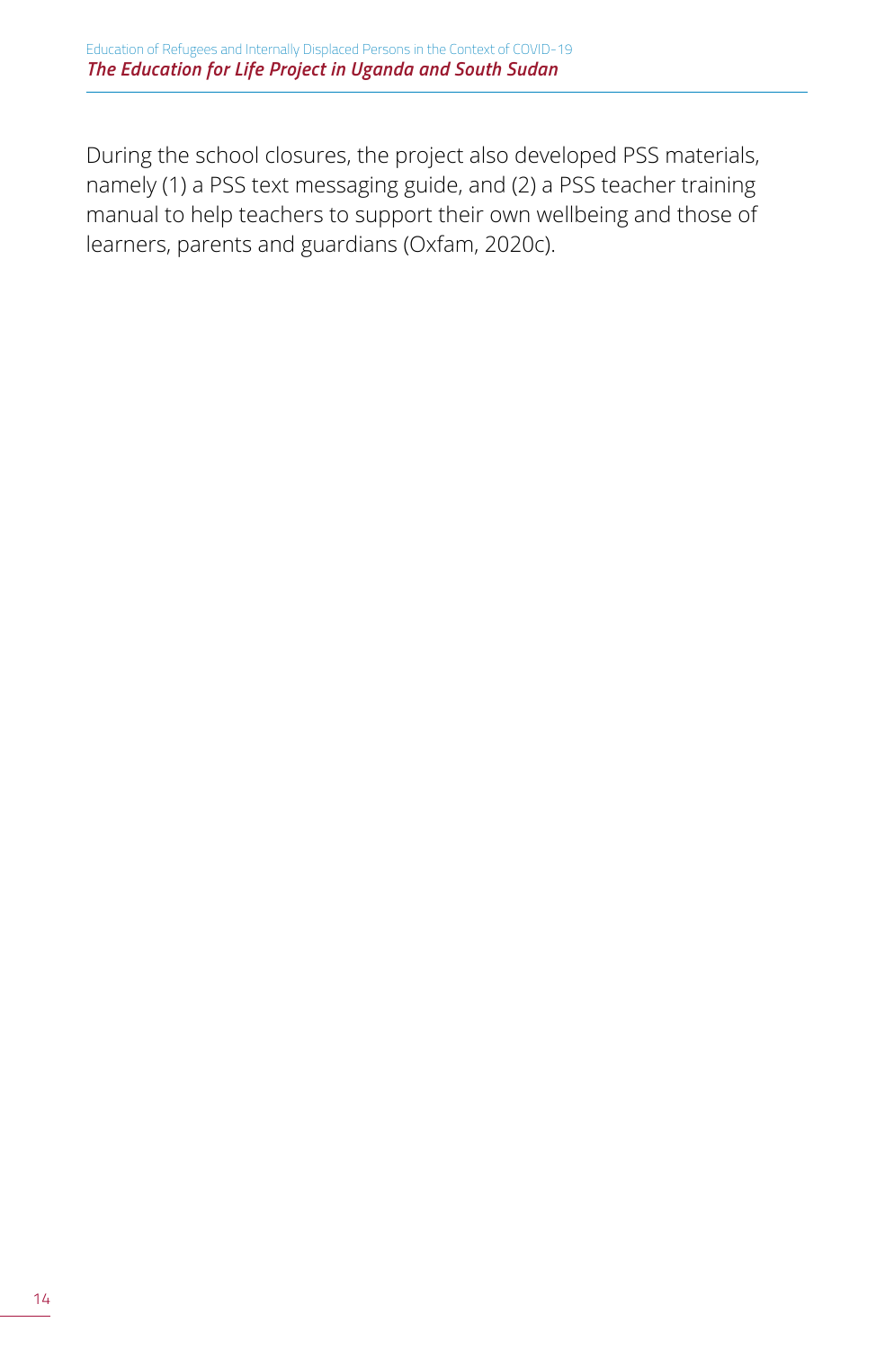During the school closures, the project also developed PSS materials, namely (1) a PSS text messaging guide, and (2) a PSS teacher training manual to help teachers to support their own wellbeing and those of learners, parents and guardians (Oxfam, 2020c).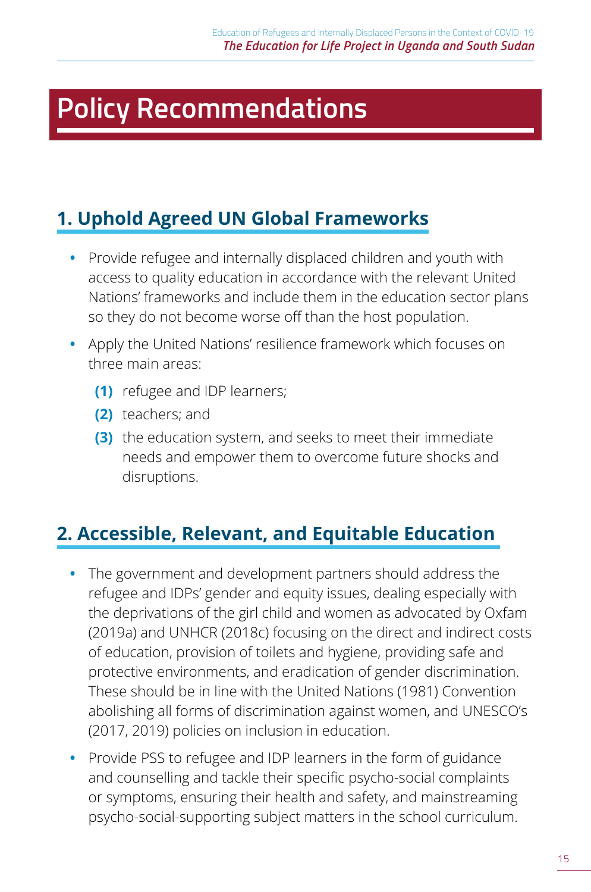# Policy Recommendations

## 1. Uphold Agreed UN Global Frameworks

- Provide refugee and internally displaced children and youth with access to quality education in accordance with the relevant United Nations' frameworks and include them in the education sector plans so they do not become worse off than the host population.
- Apply the United Nations' resilience framework which focuses on three main areas:
  **(1)** refugee and IDP learners;
  **(2)** teachers; and
  **(3)** the education system, and seeks to meet their immediate needs and empower them to overcome future shocks and disruptions.

## 2. Accessible, Relevant, and Equitable Education

- The government and development partners should address the refugee and IDPs' gender and equity issues, dealing especially with the deprivations of the girl child and women as advocated by Oxfam (2019a) and UNHCR (2018c) focusing on the direct and indirect costs of education, provision of toilets and hygiene, providing safe and protective environments, and eradication of gender discrimination. These should be in line with the United Nations (1981) Convention abolishing all forms of discrimination against women, and UNESCO's (2017, 2019) policies on inclusion in education.
- Provide PSS to refugee and IDP learners in the form of guidance and counselling and tackle their specific psycho-social complaints or symptoms, ensuring their health and safety, and mainstreaming psycho-social-supporting subject matters in the school curriculum.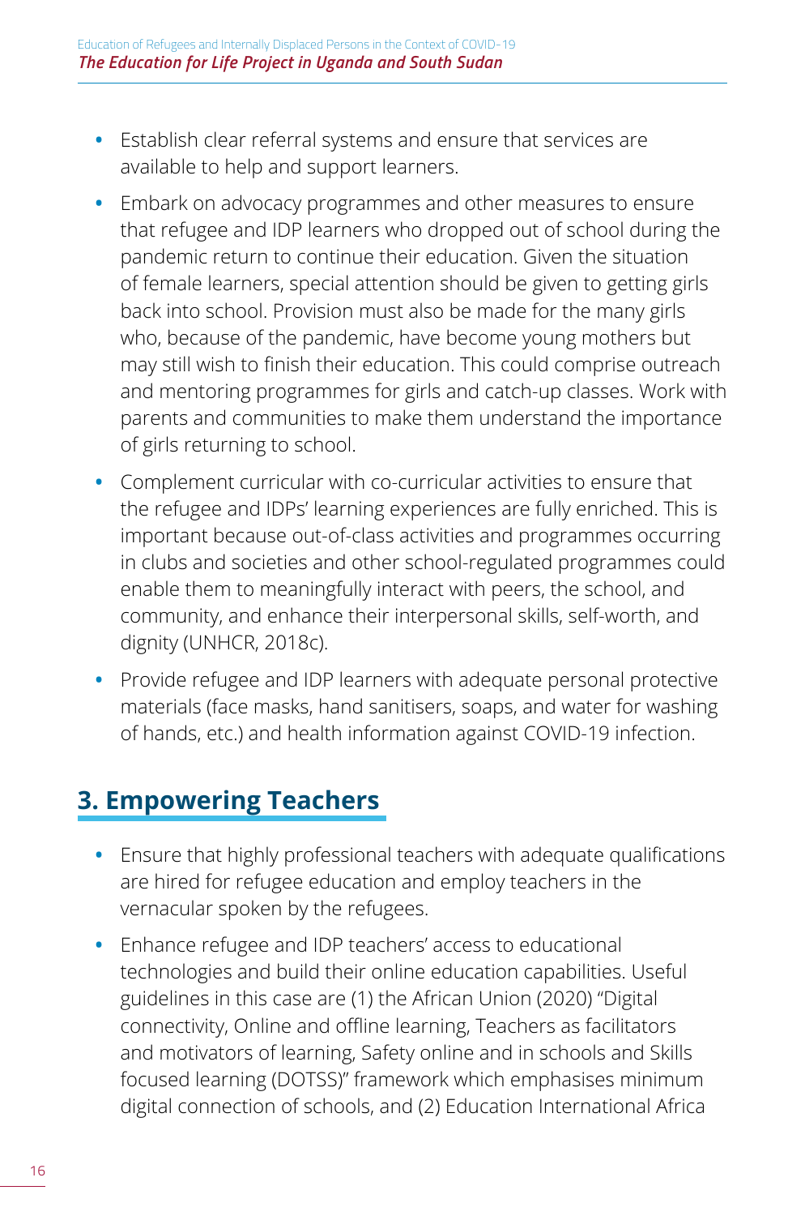- Establish clear referral systems and ensure that services are available to help and support learners.
- Embark on advocacy programmes and other measures to ensure that refugee and IDP learners who dropped out of school during the pandemic return to continue their education. Given the situation of female learners, special attention should be given to getting girls back into school. Provision must also be made for the many girls who, because of the pandemic, have become young mothers but may still wish to finish their education. This could comprise outreach and mentoring programmes for girls and catch-up classes. Work with parents and communities to make them understand the importance of girls returning to school.
- Complement curricular with co-curricular activities to ensure that the refugee and IDPs' learning experiences are fully enriched. This is important because out-of-class activities and programmes occurring in clubs and societies and other school-regulated programmes could enable them to meaningfully interact with peers, the school, and community, and enhance their interpersonal skills, self-worth, and dignity (UNHCR, 2018c).
- Provide refugee and IDP learners with adequate personal protective materials (face masks, hand sanitisers, soaps, and water for washing of hands, etc.) and health information against COVID-19 infection.

## 3. Empowering Teachers

- Ensure that highly professional teachers with adequate qualifications are hired for refugee education and employ teachers in the vernacular spoken by the refugees.
- Enhance refugee and IDP teachers' access to educational technologies and build their online education capabilities. Useful guidelines in this case are (1) the African Union (2020) "Digital connectivity, Online and offline learning, Teachers as facilitators and motivators of learning, Safety online and in schools and Skills focused learning (DOTSS)" framework which emphasises minimum digital connection of schools, and (2) Education International Africa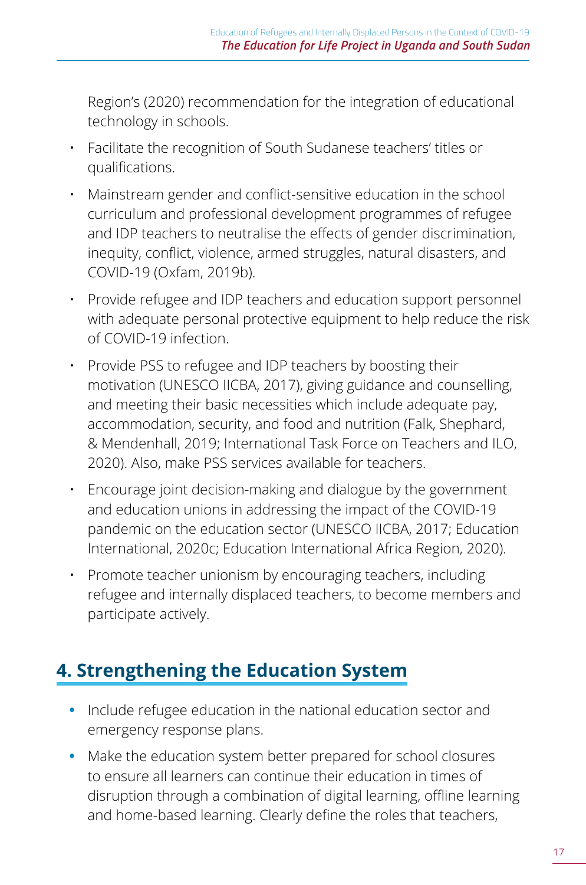Region's (2020) recommendation for the integration of educational technology in schools.

- Facilitate the recognition of South Sudanese teachers' titles or qualifications.
- Mainstream gender and conflict-sensitive education in the school curriculum and professional development programmes of refugee and IDP teachers to neutralise the effects of gender discrimination, inequity, conflict, violence, armed struggles, natural disasters, and COVID-19 (Oxfam, 2019b).
- Provide refugee and IDP teachers and education support personnel with adequate personal protective equipment to help reduce the risk of COVID-19 infection.
- Provide PSS to refugee and IDP teachers by boosting their motivation (UNESCO IICBA, 2017), giving guidance and counselling, and meeting their basic necessities which include adequate pay, accommodation, security, and food and nutrition (Falk, Shephard, & Mendenhall, 2019; International Task Force on Teachers and ILO, 2020). Also, make PSS services available for teachers.
- Encourage joint decision-making and dialogue by the government and education unions in addressing the impact of the COVID-19 pandemic on the education sector (UNESCO IICBA, 2017; Education International, 2020c; Education International Africa Region, 2020).
- Promote teacher unionism by encouraging teachers, including refugee and internally displaced teachers, to become members and participate actively.

## 4. Strengthening the Education System

- Include refugee education in the national education sector and emergency response plans.
- Make the education system better prepared for school closures to ensure all learners can continue their education in times of disruption through a combination of digital learning, offline learning and home-based learning. Clearly define the roles that teachers,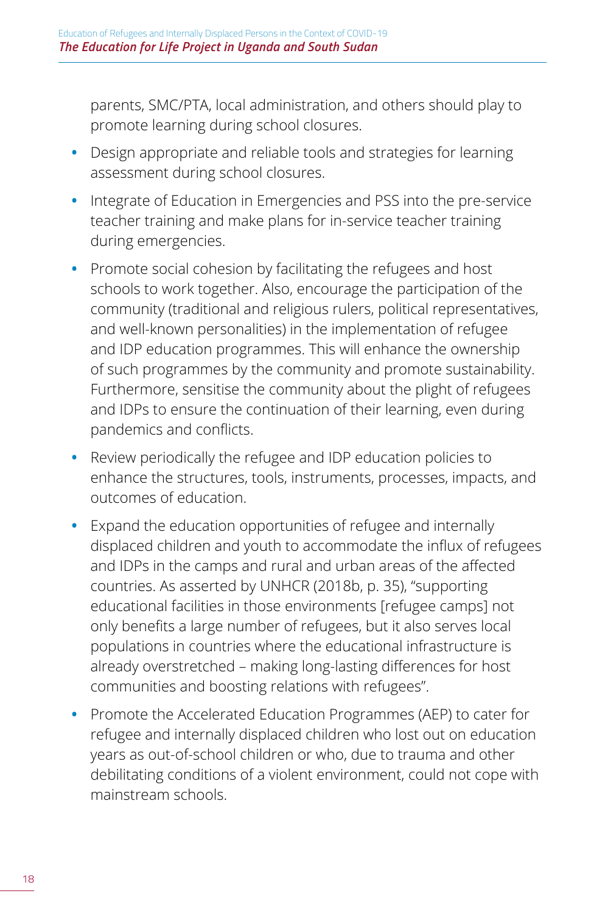parents, SMC/PTA, local administration, and others should play to promote learning during school closures.

- Design appropriate and reliable tools and strategies for learning assessment during school closures.
- Integrate of Education in Emergencies and PSS into the pre-service teacher training and make plans for in-service teacher training during emergencies.
- Promote social cohesion by facilitating the refugees and host schools to work together. Also, encourage the participation of the community (traditional and religious rulers, political representatives, and well-known personalities) in the implementation of refugee and IDP education programmes. This will enhance the ownership of such programmes by the community and promote sustainability. Furthermore, sensitise the community about the plight of refugees and IDPs to ensure the continuation of their learning, even during pandemics and conflicts.
- Review periodically the refugee and IDP education policies to enhance the structures, tools, instruments, processes, impacts, and outcomes of education.
- Expand the education opportunities of refugee and internally displaced children and youth to accommodate the influx of refugees and IDPs in the camps and rural and urban areas of the affected countries. As asserted by UNHCR (2018b, p. 35), "supporting educational facilities in those environments [refugee camps] not only benefits a large number of refugees, but it also serves local populations in countries where the educational infrastructure is already overstretched – making long-lasting differences for host communities and boosting relations with refugees".
- Promote the Accelerated Education Programmes (AEP) to cater for refugee and internally displaced children who lost out on education years as out-of-school children or who, due to trauma and other debilitating conditions of a violent environment, could not cope with mainstream schools.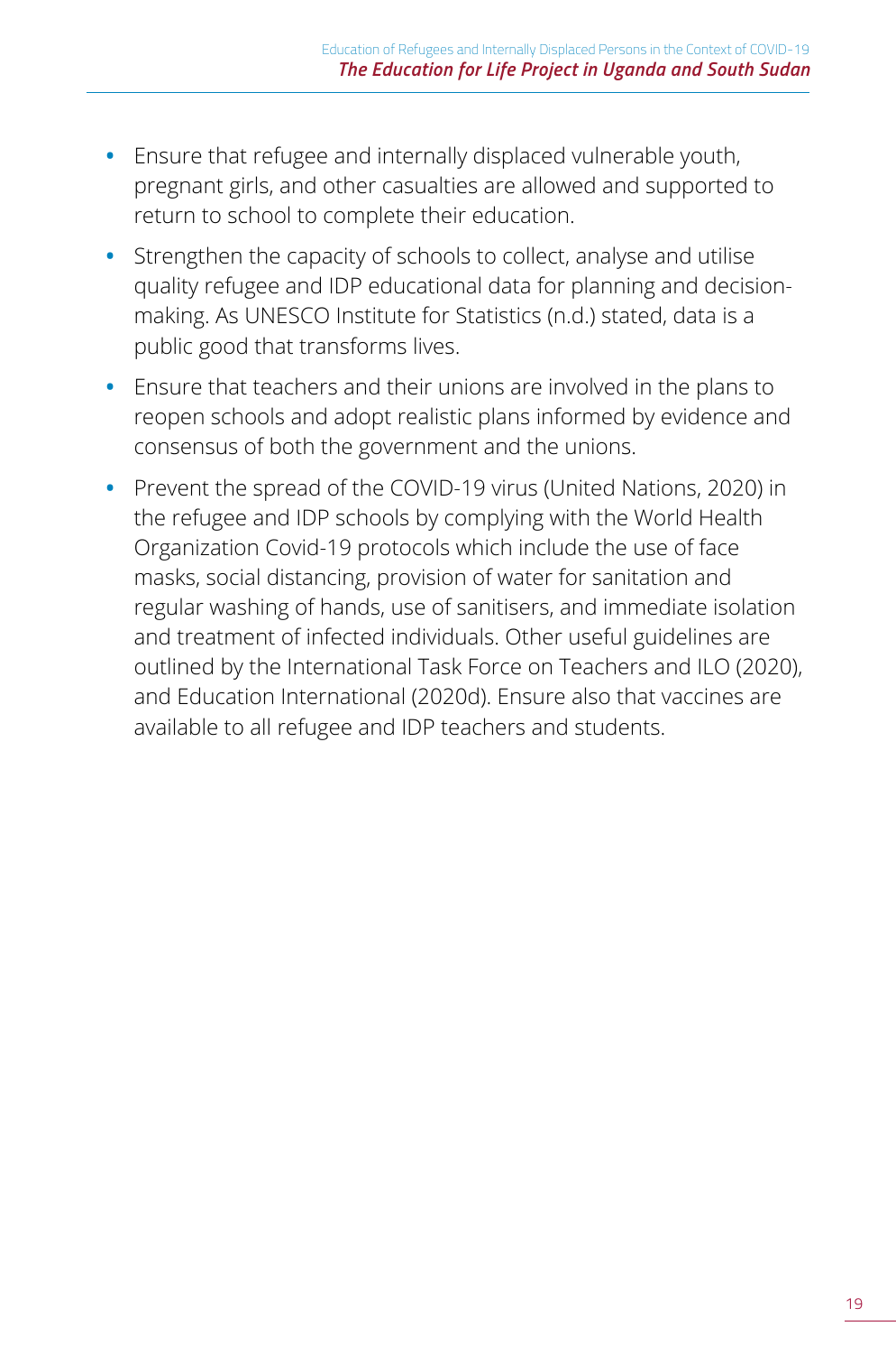- Ensure that refugee and internally displaced vulnerable youth, pregnant girls, and other casualties are allowed and supported to return to school to complete their education.
- Strengthen the capacity of schools to collect, analyse and utilise quality refugee and IDP educational data for planning and decision-making. As UNESCO Institute for Statistics (n.d.) stated, data is a public good that transforms lives.
- Ensure that teachers and their unions are involved in the plans to reopen schools and adopt realistic plans informed by evidence and consensus of both the government and the unions.
- Prevent the spread of the COVID-19 virus (United Nations, 2020) in the refugee and IDP schools by complying with the World Health Organization Covid-19 protocols which include the use of face masks, social distancing, provision of water for sanitation and regular washing of hands, use of sanitisers, and immediate isolation and treatment of infected individuals. Other useful guidelines are outlined by the International Task Force on Teachers and ILO (2020), and Education International (2020d). Ensure also that vaccines are available to all refugee and IDP teachers and students.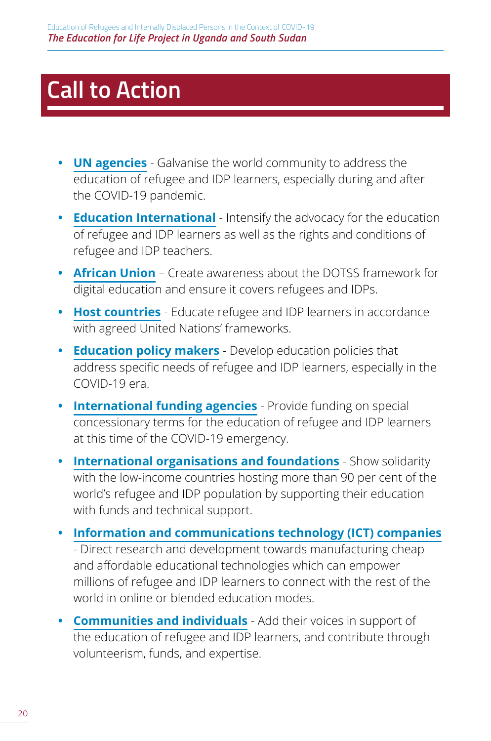# Call to Action

- **UN agencies** - Galvanise the world community to address the education of refugee and IDP learners, especially during and after the COVID-19 pandemic.
- **Education International** - Intensify the advocacy for the education of refugee and IDP learners as well as the rights and conditions of refugee and IDP teachers.
- **African Union** – Create awareness about the DOTSS framework for digital education and ensure it covers refugees and IDPs.
- **Host countries** - Educate refugee and IDP learners in accordance with agreed United Nations' frameworks.
- **Education policy makers** - Develop education policies that address specific needs of refugee and IDP learners, especially in the COVID-19 era.
- **International funding agencies** - Provide funding on special concessionary terms for the education of refugee and IDP learners at this time of the COVID-19 emergency.
- **International organisations and foundations** - Show solidarity with the low-income countries hosting more than 90 per cent of the world's refugee and IDP population by supporting their education with funds and technical support.
- **Information and communications technology (ICT) companies** - Direct research and development towards manufacturing cheap and affordable educational technologies which can empower millions of refugee and IDP learners to connect with the rest of the world in online or blended education modes.
- **Communities and individuals** - Add their voices in support of the education of refugee and IDP learners, and contribute through volunteerism, funds, and expertise.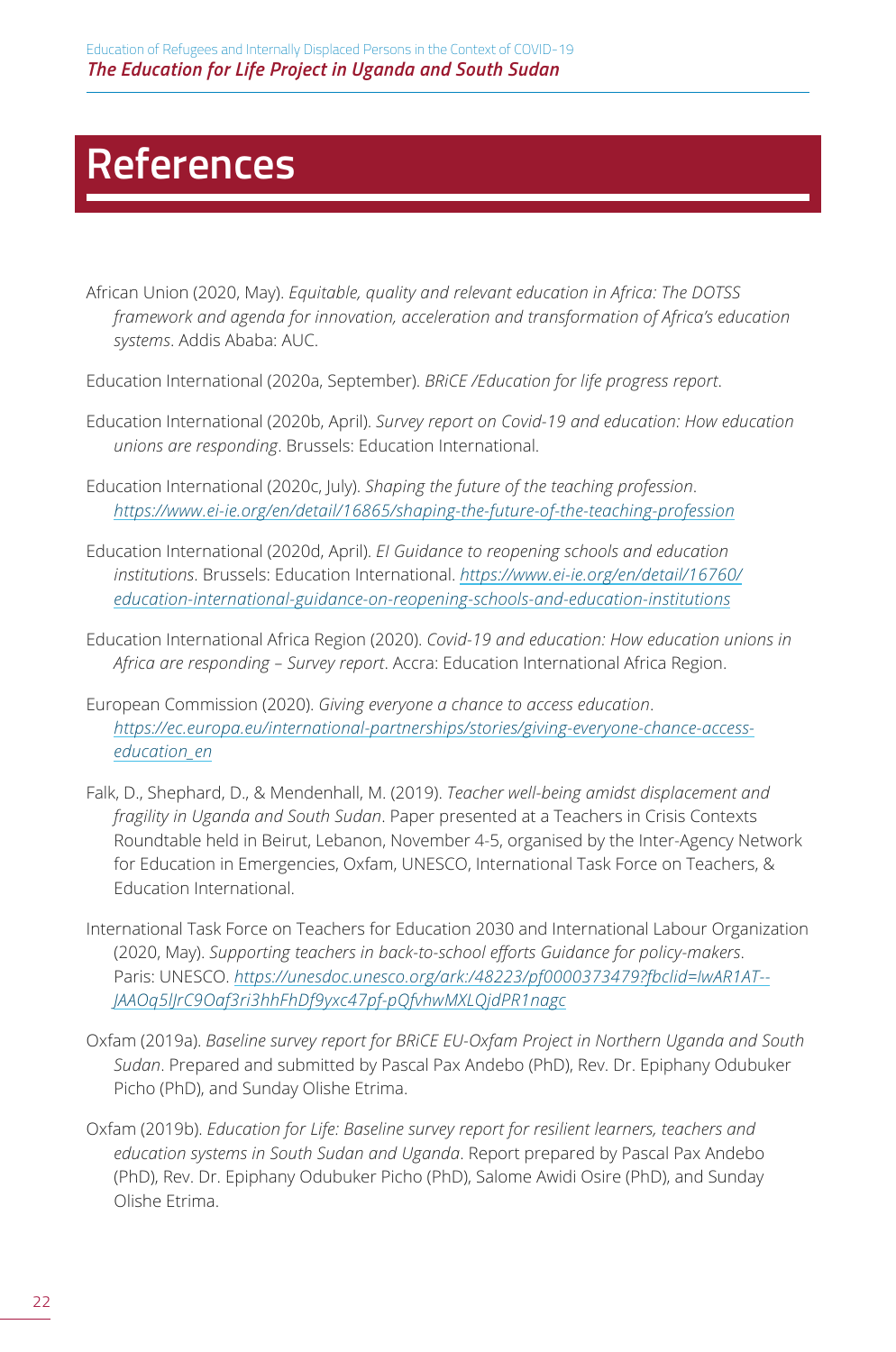# References

African Union (2020, May). *Equitable, quality and relevant education in Africa: The DOTSS framework and agenda for innovation, acceleration and transformation of Africa's education systems*. Addis Ababa: AUC.

Education International (2020a, September). *BRiCE /Education for life progress report*.

Education International (2020b, April). *Survey report on Covid-19 and education: How education unions are responding*. Brussels: Education International.

Education International (2020c, July). *Shaping the future of the teaching profession*. https://www.ei-ie.org/en/detail/16865/shaping-the-future-of-the-teaching-profession

Education International (2020d, April). *EI Guidance to reopening schools and education institutions*. Brussels: Education International. https://www.ei-ie.org/en/detail/16760/education-international-guidance-on-reopening-schools-and-education-institutions

Education International Africa Region (2020). *Covid-19 and education: How education unions in Africa are responding – Survey report*. Accra: Education International Africa Region.

European Commission (2020). *Giving everyone a chance to access education*. https://ec.europa.eu/international-partnerships/stories/giving-everyone-chance-access-education_en

Falk, D., Shephard, D., & Mendenhall, M. (2019). *Teacher well-being amidst displacement and fragility in Uganda and South Sudan*. Paper presented at a Teachers in Crisis Contexts Roundtable held in Beirut, Lebanon, November 4-5, organised by the Inter-Agency Network for Education in Emergencies, Oxfam, UNESCO, International Task Force on Teachers, & Education International.

International Task Force on Teachers for Education 2030 and International Labour Organization (2020, May). *Supporting teachers in back-to-school efforts Guidance for policy-makers*. Paris: UNESCO. https://unesdoc.unesco.org/ark:/48223/pf0000373479?fbclid=IwAR1AT--JAAOq5lJrC9Oaf3ri3hhFhDf9yxc47pf-pQfvhwMXLQjdPR1nagc

Oxfam (2019a). *Baseline survey report for BRiCE EU-Oxfam Project in Northern Uganda and South Sudan*. Prepared and submitted by Pascal Pax Andebo (PhD), Rev. Dr. Epiphany Odubuker Picho (PhD), and Sunday Olishe Etrima.

Oxfam (2019b). *Education for Life: Baseline survey report for resilient learners, teachers and education systems in South Sudan and Uganda*. Report prepared by Pascal Pax Andebo (PhD), Rev. Dr. Epiphany Odubuker Picho (PhD), Salome Awidi Osire (PhD), and Sunday Olishe Etrima.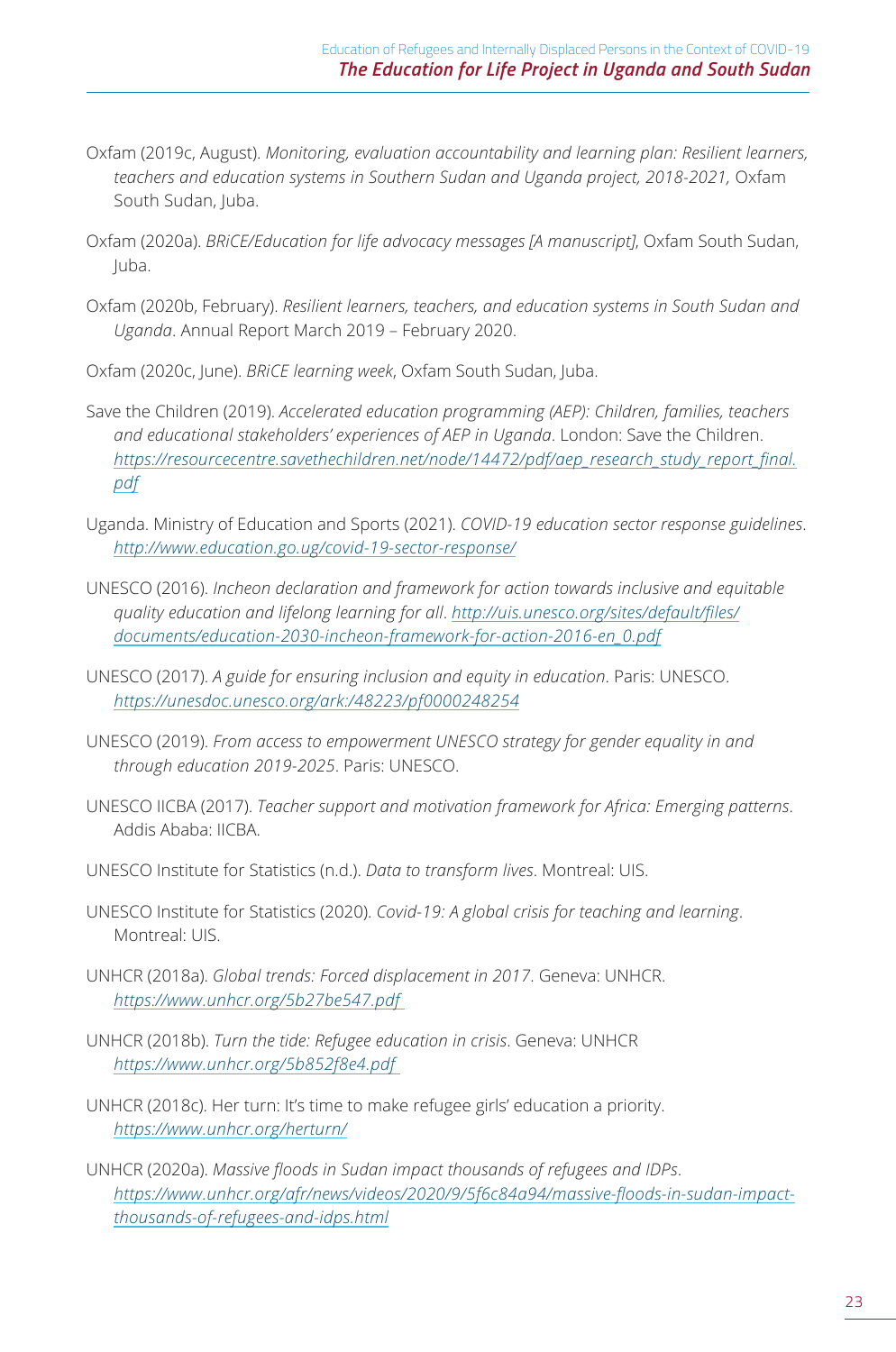Oxfam (2019c, August). *Monitoring, evaluation accountability and learning plan: Resilient learners, teachers and education systems in Southern Sudan and Uganda project, 2018-2021,* Oxfam South Sudan, Juba.

Oxfam (2020a). *BRiCE/Education for life advocacy messages [A manuscript]*, Oxfam South Sudan, Juba.

Oxfam (2020b, February). *Resilient learners, teachers, and education systems in South Sudan and Uganda*. Annual Report March 2019 – February 2020.

Oxfam (2020c, June). *BRiCE learning week*, Oxfam South Sudan, Juba.

Save the Children (2019). *Accelerated education programming (AEP): Children, families, teachers and educational stakeholders' experiences of AEP in Uganda*. London: Save the Children. *https://resourcecentre.savethechildren.net/node/14472/pdf/aep_research_study_report_final.pdf*

Uganda. Ministry of Education and Sports (2021). *COVID-19 education sector response guidelines*. *http://www.education.go.ug/covid-19-sector-response/*

UNESCO (2016). *Incheon declaration and framework for action towards inclusive and equitable quality education and lifelong learning for all*. *http://uis.unesco.org/sites/default/files/documents/education-2030-incheon-framework-for-action-2016-en_0.pdf*

UNESCO (2017). *A guide for ensuring inclusion and equity in education*. Paris: UNESCO. *https://unesdoc.unesco.org/ark:/48223/pf0000248254*

UNESCO (2019). *From access to empowerment UNESCO strategy for gender equality in and through education 2019-2025*. Paris: UNESCO.

UNESCO IICBA (2017). *Teacher support and motivation framework for Africa: Emerging patterns*. Addis Ababa: IICBA.

UNESCO Institute for Statistics (n.d.). *Data to transform lives*. Montreal: UIS.

UNESCO Institute for Statistics (2020). *Covid-19: A global crisis for teaching and learning*. Montreal: UIS.

UNHCR (2018a). *Global trends: Forced displacement in 2017*. Geneva: UNHCR. *https://www.unhcr.org/5b27be547.pdf*

UNHCR (2018b). *Turn the tide: Refugee education in crisis*. Geneva: UNHCR *https://www.unhcr.org/5b852f8e4.pdf*

UNHCR (2018c). Her turn: It's time to make refugee girls' education a priority. *https://www.unhcr.org/herturn/*

UNHCR (2020a). *Massive floods in Sudan impact thousands of refugees and IDPs*. *https://www.unhcr.org/afr/news/videos/2020/9/5f6c84a94/massive-floods-in-sudan-impact-thousands-of-refugees-and-idps.html*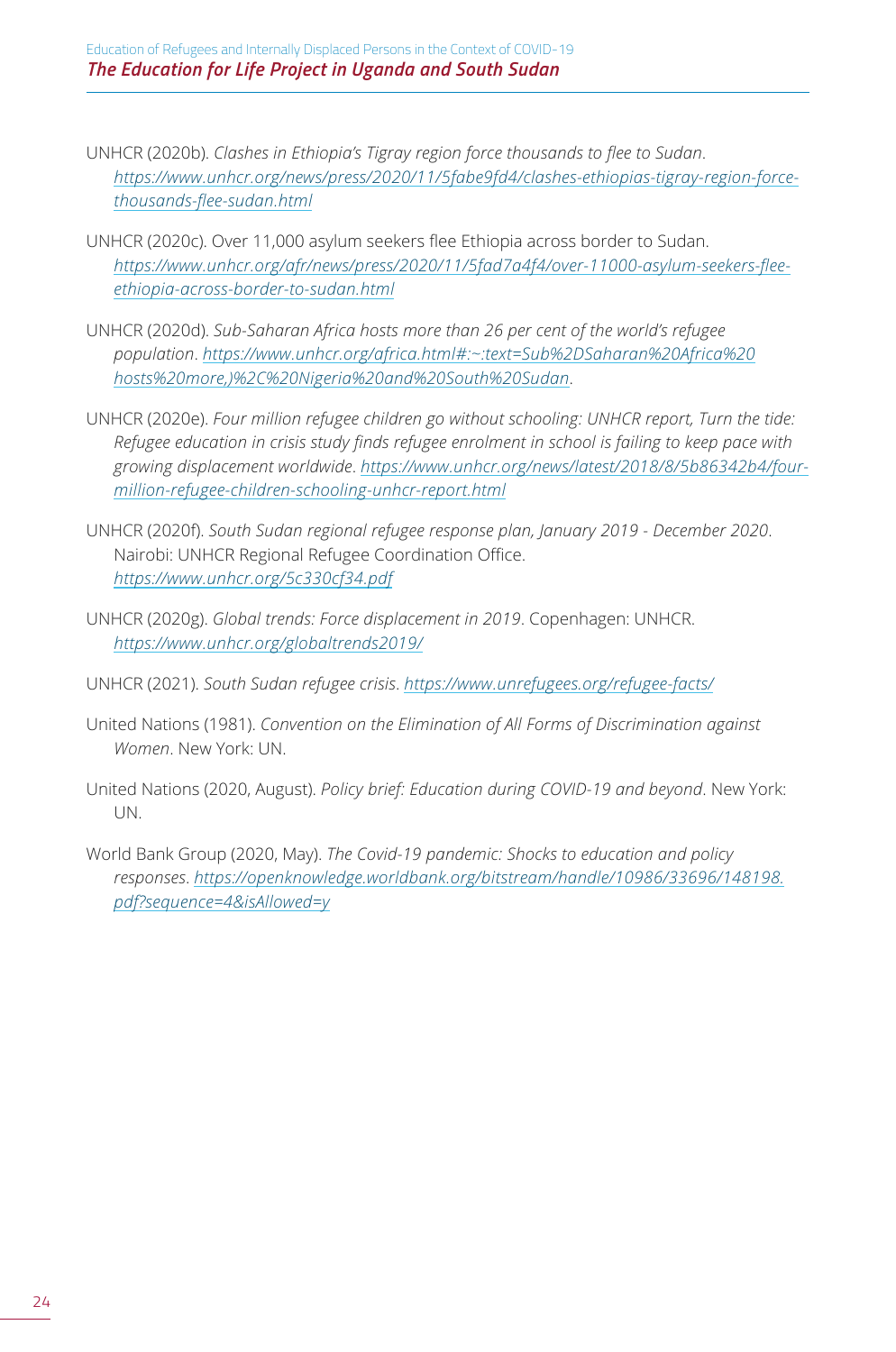UNHCR (2020b). *Clashes in Ethiopia's Tigray region force thousands to flee to Sudan*. *https://www.unhcr.org/news/press/2020/11/5fabe9fd4/clashes-ethiopias-tigray-region-force-thousands-flee-sudan.html*

UNHCR (2020c). Over 11,000 asylum seekers flee Ethiopia across border to Sudan. *https://www.unhcr.org/afr/news/press/2020/11/5fad7a4f4/over-11000-asylum-seekers-flee-ethiopia-across-border-to-sudan.html*

UNHCR (2020d). *Sub-Saharan Africa hosts more than 26 per cent of the world's refugee population*. *https://www.unhcr.org/africa.html#:~:text=Sub%2DSaharan%20Africa%20hosts%20more,)%2C%20Nigeria%20and%20South%20Sudan*.

UNHCR (2020e). *Four million refugee children go without schooling: UNHCR report, Turn the tide: Refugee education in crisis study finds refugee enrolment in school is failing to keep pace with growing displacement worldwide*. *https://www.unhcr.org/news/latest/2018/8/5b86342b4/four-million-refugee-children-schooling-unhcr-report.html*

UNHCR (2020f). *South Sudan regional refugee response plan, January 2019 - December 2020*. Nairobi: UNHCR Regional Refugee Coordination Office. *https://www.unhcr.org/5c330cf34.pdf*

UNHCR (2020g). *Global trends: Force displacement in 2019*. Copenhagen: UNHCR. *https://www.unhcr.org/globaltrends2019/*

UNHCR (2021). *South Sudan refugee crisis*. *https://www.unrefugees.org/refugee-facts/*

United Nations (1981). *Convention on the Elimination of All Forms of Discrimination against Women*. New York: UN.

United Nations (2020, August). *Policy brief: Education during COVID-19 and beyond*. New York: UN.

World Bank Group (2020, May). *The Covid-19 pandemic: Shocks to education and policy responses*. *https://openknowledge.worldbank.org/bitstream/handle/10986/33696/148198.pdf?sequence=4&isAllowed=y*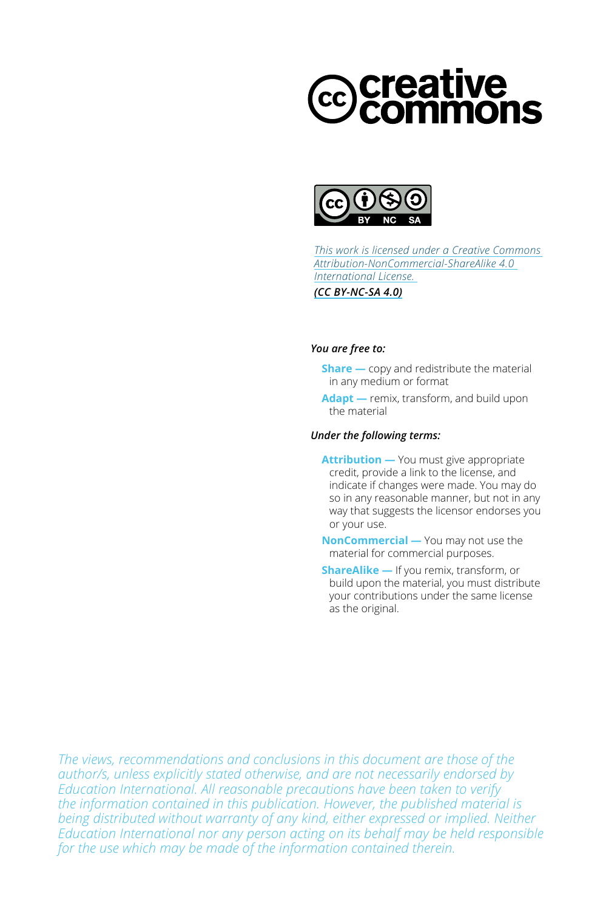*This work is licensed under a Creative Commons Attribution-NonCommercial-ShareAlike 4.0 International License.*

***(CC BY-NC-SA 4.0)***

***You are free to:***

- **Share —** copy and redistribute the material in any medium or format
- **Adapt —** remix, transform, and build upon the material

***Under the following terms:***

- **Attribution —** You must give appropriate credit, provide a link to the license, and indicate if changes were made. You may do so in any reasonable manner, but not in any way that suggests the licensor endorses you or your use.
- **NonCommercial —** You may not use the material for commercial purposes.
- **ShareAlike —** If you remix, transform, or build upon the material, you must distribute your contributions under the same license as the original.

*The views, recommendations and conclusions in this document are those of the author/s, unless explicitly stated otherwise, and are not necessarily endorsed by Education International. All reasonable precautions have been taken to verify the information contained in this publication. However, the published material is being distributed without warranty of any kind, either expressed or implied. Neither Education International nor any person acting on its behalf may be held responsible for the use which may be made of the information contained therein.*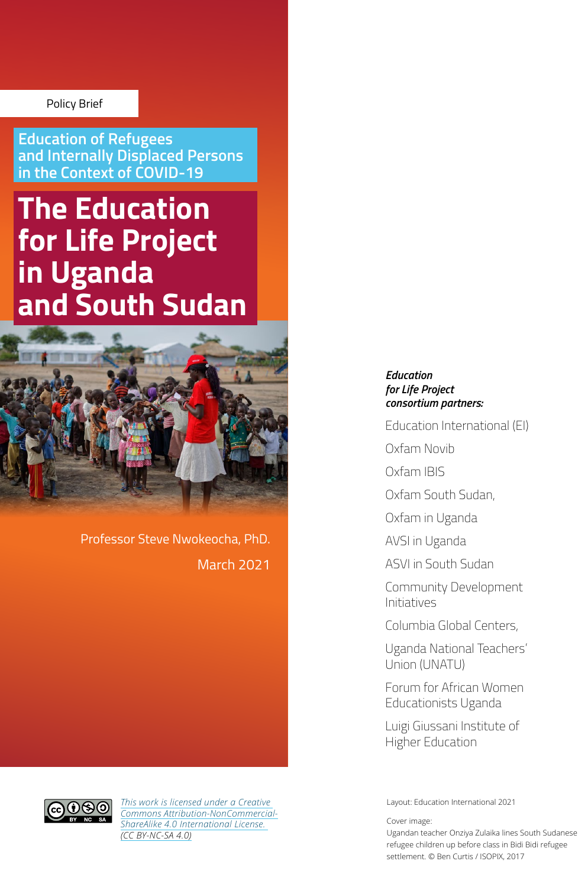Policy Brief

Education of Refugees and Internally Displaced Persons in the Context of COVID-19

# The Education for Life Project in Uganda and South Sudan

Professor Steve Nwokeocha, PhD.

March 2021

***Education for Life Project consortium partners:***

Education International (EI)

Oxfam Novib

Oxfam IBIS

Oxfam South Sudan,

Oxfam in Uganda

AVSI in Uganda

ASVI in South Sudan

Community Development Initiatives

Columbia Global Centers,

Uganda National Teachers' Union (UNATU)

Forum for African Women Educationists Uganda

Luigi Giussani Institute of Higher Education

*This work is licensed under a Creative Commons Attribution-NonCommercial-ShareAlike 4.0 International License. (CC BY-NC-SA 4.0)*

Layout: Education International 2021

Cover image:
Ugandan teacher Onziya Zulaika lines South Sudanese refugee children up before class in Bidi Bidi refugee settlement. © Ben Curtis / ISOPIX, 2017